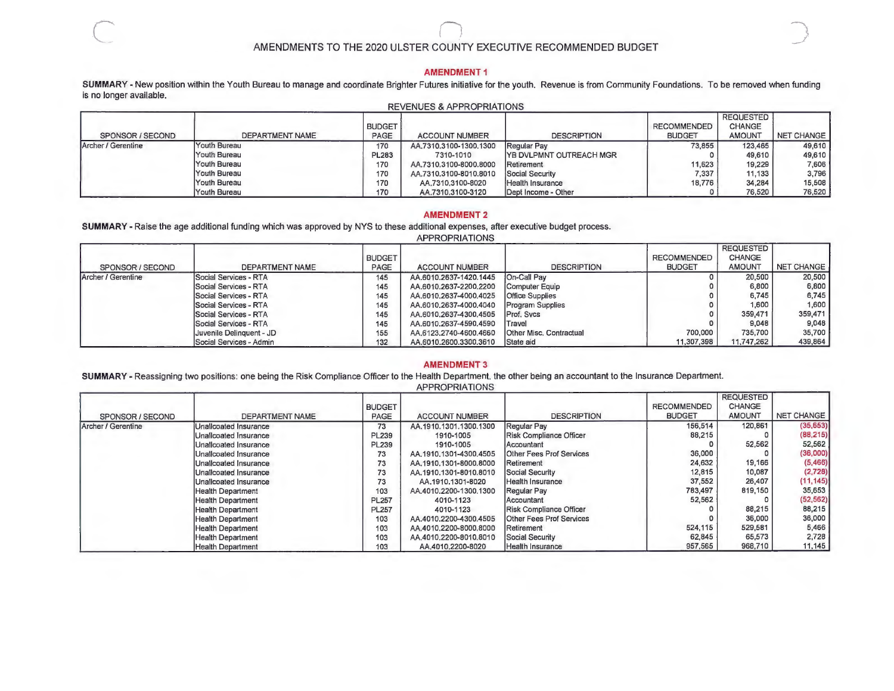# AMENDMENTS TO THE 2020 ULSTER COUNTY EXECUTIVE RECOMMENDED BUDGET

## AMENDMENT 1

**SUMMARY** - New position within the Youth Bureau to manage and coordinate Brighter Futures initiative for the youth. Revenue is from Community Foundations. To be removed when funding is no longer available.

REVENUES & APPROPRIATIONS

| SPONSOR / SECOND | DEPARTMENT NAME | BUDGET PAGE | ACCOUNT NUMBER | DESCRIPTION | RECOMMENDED BUDGET | REQUESTED CHANGE AMOUNT | NET CHANGE |
|---|---|---|---|---|---|---|---|
| Archer / Gerentine | Youth Bureau | 170 | AA.7310.3100-1300.1300 | Regular Pay | 73,855 | 123,465 | 49,610 |
| | Youth Bureau | PL283 | 7310-1010 | YB DVLPMNT OUTREACH MGR | 0 | 49,610 | 49,610 |
| | Youth Bureau | 170 | AA.7310.3100-8000.8000 | Retirement | 11,623 | 19,229 | 7,606 |
| | Youth Bureau | 170 | AA.7310.3100-8010.8010 | Social Security | 7,337 | 11,133 | 3,796 |
| | Youth Bureau | 170 | AA.7310.3100-8020 | Health Insurance | 18,776 | 34,284 | 15,508 |
| | Youth Bureau | 170 | AA.7310.3100-3120 | Dept Income - Other | 0 | 76,520 | 76,520 |

## AMENDMENT 2

**SUMMARY** - Raise the age additional funding which was approved by NYS to these additional expenses, after executive budget process.

APPROPRIATIONS

| SPONSOR / SECOND | DEPARTMENT NAME | BUDGET PAGE | ACCOUNT NUMBER | DESCRIPTION | RECOMMENDED BUDGET | REQUESTED CHANGE AMOUNT | NET CHANGE |
|---|---|---|---|---|---|---|---|
| Archer / Gerentine | Social Services - RTA | 145 | AA.6010.2637-1420.1445 | On-Call Pay | 0 | 20,500 | 20,500 |
| | Social Services - RTA | 145 | AA.6010.2637-2200.2200 | Computer Equip | 0 | 6,800 | 6,800 |
| | Social Services - RTA | 145 | AA.6010.2637-4000.4025 | Office Supplies | 0 | 6,745 | 6,745 |
| | Social Services - RTA | 145 | AA.6010.2637-4000.4040 | Program Supplies | 0 | 1,600 | 1,600 |
| | Social Services - RTA | 145 | AA.6010.2637-4300.4505 | Prof. Svcs | 0 | 359,471 | 359,471 |
| | Social Services - RTA | 145 | AA.6010.2637-4590.4590 | Travel | 0 | 9,048 | 9,048 |
| | Juvenile Delinquent - JD | 155 | AA.6123.2740-4600.4660 | Other Misc. Contractual | 700,000 | 735,700 | 35,700 |
| | Social Services - Admin | 132 | AA.6010.2600.3300.3610 | State aid | 11,307,398 | 11,747,262 | 439,864 |

## AMENDMENT 3

**SUMMARY** - Reassigning two positions: one being the Risk Compliance Officer to the Health Department, the other being an accountant to the Insurance Department.

APPROPRIATIONS

| SPONSOR / SECOND | DEPARTMENT NAME | BUDGET PAGE | ACCOUNT NUMBER | DESCRIPTION | RECOMMENDED BUDGET | REQUESTED CHANGE AMOUNT | NET CHANGE |
|---|---|---|---|---|---|---|---|
| Archer / Gerentine | Unallcoated Insurance | 73 | AA.1910.1301.1300.1300 | Regular Pay | 156,514 | 120,861 | (35,653) |
| | Unallcoated Insurance | PL239 | 1910-1005 | Risk Compliance Officer | 88,215 | 0 | (88,215) |
| | Unallcoated Insurance | PL239 | 1910-1005 | Accountant | 0 | 52,562 | 52,562 |
| | Unallcoated Insurance | 73 | AA.1910.1301-4300.4505 | Other Fees Prof Services | 36,000 | 0 | (36,000) |
| | Unallcoated Insurance | 73 | AA.1910.1301-8000.8000 | Retirement | 24,632 | 19,166 | (5,466) |
| | Unallcoated Insurance | 73 | AA.1910.1301-8010.8010 | Social Security | 12,815 | 10,087 | (2,728) |
| | Unallcoated Insurance | 73 | AA.1910.1301-8020 | Health Insurance | 37,552 | 26,407 | (11,145) |
| | Health Department | 103 | AA.4010.2200-1300.1300 | Regular Pay | 783,497 | 819,150 | 35,653 |
| | Health Department | PL257 | 4010-1123 | Accountant | 52,562 | 0 | (52,562) |
| | Health Department | PL257 | 4010-1123 | Risk Compliance Officer | 0 | 88,215 | 88,215 |
| | Health Department | 103 | AA.4010.2200-4300.4505 | Other Fees Prof Services | 0 | 36,000 | 36,000 |
| | Health Department | 103 | AA.4010.2200-8000.8000 | Retirement | 524,115 | 529,581 | 5,466 |
| | Health Department | 103 | AA.4010.2200-8010.8010 | Social Security | 62,845 | 65,573 | 2,728 |
| | Health Department | 103 | AA.4010.2200-8020 | Health Insurance | 957,565 | 968,710 | 11,145 |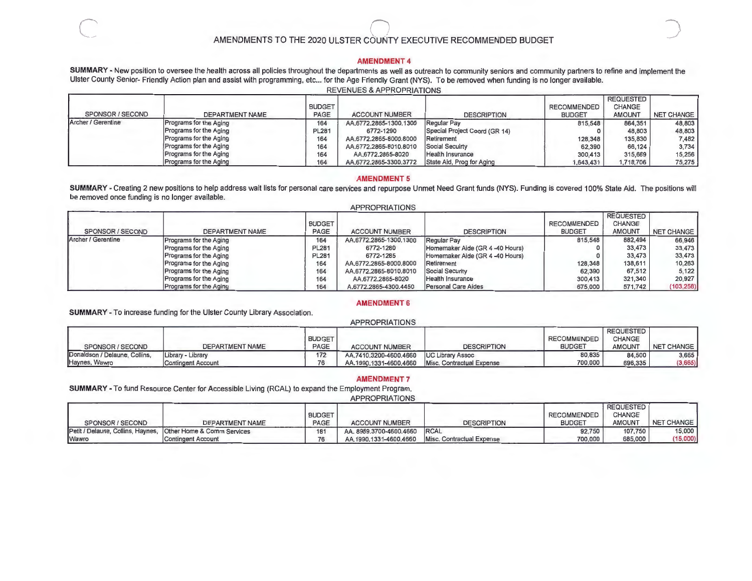# AMENDMENTS TO THE 2020 ULSTER COUNTY EXECUTIVE RECOMMENDED BUDGET

## AMENDMENT 4

**SUMMARY** - New position to oversee the health across all policies throughout the departments as well as outreach to community seniors and community partners to refine and implement the Ulster County Senior- Friendly Action plan and assist with programming, etc... for the Age Friendly Grant (NYS). To be removed when funding is no longer available.

REVENUES & APPROPRIATIONS

| SPONSOR / SECOND | DEPARTMENT NAME | BUDGET PAGE | ACCOUNT NUMBER | DESCRIPTION | RECOMMENDED BUDGET | REQUESTED CHANGE AMOUNT | NET CHANGE |
|---|---|---|---|---|---|---|---|
| Archer / Gerentine | Programs for the Aging | 164 | AA.6772.2865-1300.1300 | Regular Pay | 815,548 | 864,351 | 48,803 |
| | Programs for the Aging | PL281 | 6772-1290 | Special Project Coord (GR 14) | 0 | 48,803 | 48,803 |
| | Programs for the Aging | 164 | AA.6772.2865-8000.8000 | Retirement | 128,348 | 135,830 | 7,482 |
| | Programs for the Aging | 164 | AA.6772.2865-8010.8010 | Social Security | 62,390 | 66,124 | 3,734 |
| | Programs for the Aging | 164 | AA.6772.2865-8020 | Health Insurance | 300,413 | 315,669 | 15,256 |
| | Programs for the Aging | 164 | AA.6772.2865-3300.3772 | State Aid, Prog for Aging | 1,643,431 | 1,718,706 | 75,275 |

## AMENDMENT 5

**SUMMARY** - Creating 2 new positions to help address wait lists for personal care services and repurpose Unmet Need Grant funds (NYS). Funding is covered 100% State Aid. The positions will be removed once funding is no longer available.

APPROPRIATIONS

| SPONSOR / SECOND | DEPARTMENT NAME | BUDGET PAGE | ACCOUNT NUMBER | DESCRIPTION | RECOMMENDED BUDGET | REQUESTED CHANGE AMOUNT | NET CHANGE |
|---|---|---|---|---|---|---|---|
| Archer / Gerentine | Programs for the Aging | 164 | AA.6772.2865-1300.1300 | Regular Pay | 815,548 | 882,494 | 66,946 |
| | Programs for the Aging | PL281 | 6772-1260 | Homemaker Aide (GR 4 -40 Hours) | 0 | 33,473 | 33,473 |
| | Programs for the Aging | PL281 | 6772-1265 | Homemaker Aide (GR 4 -40 Hours) | 0 | 33,473 | 33,473 |
| | Programs for the Aging | 164 | AA.6772.2865-8000.8000 | Retirement | 128,348 | 138,611 | 10,263 |
| | Programs for the Aging | 164 | AA.6772.2865-8010.8010 | Social Security | 62,390 | 67,512 | 5,122 |
| | Programs for the Aging | 164 | AA.6772.2865-8020 | Health Insurance | 300,413 | 321,340 | 20,927 |
| | Programs for the Aging | 164 | A.6772.2865-4300.4450 | Personal Care Aides | 675,000 | 571,742 | (103,258) |

## AMENDMENT 6

**SUMMARY** - To increase funding for the Ulster County Library Association.

APPROPRIATIONS

| SPONSOR / SECOND | DEPARTMENT NAME | BUDGET PAGE | ACCOUNT NUMBER | DESCRIPTION | RECOMMENDED BUDGET | REQUESTED CHANGE AMOUNT | NET CHANGE |
|---|---|---|---|---|---|---|---|
| Donaldson / Delaune, Collins, | Library - Library | 172 | AA.7410.3200-4600.4660 | UC Library Assoc | 80,835 | 84,500 | 3,665 |
| Haynes, Wawro | Contingent Account | 76 | AA.1990.1331-4600.4660 | Misc. Contractual Expense | 700,000 | 696,335 | (3,665) |

## AMENDMENT 7

**SUMMARY** - To fund Resource Center for Accessible Living (RCAL) to expand the Employment Program.

APPROPRIATIONS

| SPONSOR / SECOND | DEPARTMENT NAME | BUDGET PAGE | ACCOUNT NUMBER | DESCRIPTION | RECOMMENDED BUDGET | REQUESTED CHANGE AMOUNT | NET CHANGE |
|---|---|---|---|---|---|---|---|
| Petit / Delaune, Collins, Haynes, | Other Home & Comm Services | 181 | AA. 8989.3700-4600.4660 | RCAL | 92,750 | 107,750 | 15,000 |
| Wawro | Contingent Account | 76 | AA.1990.1331-4600.4660 | Misc. Contractual Expense | 700,000 | 685,000 | (15,000) |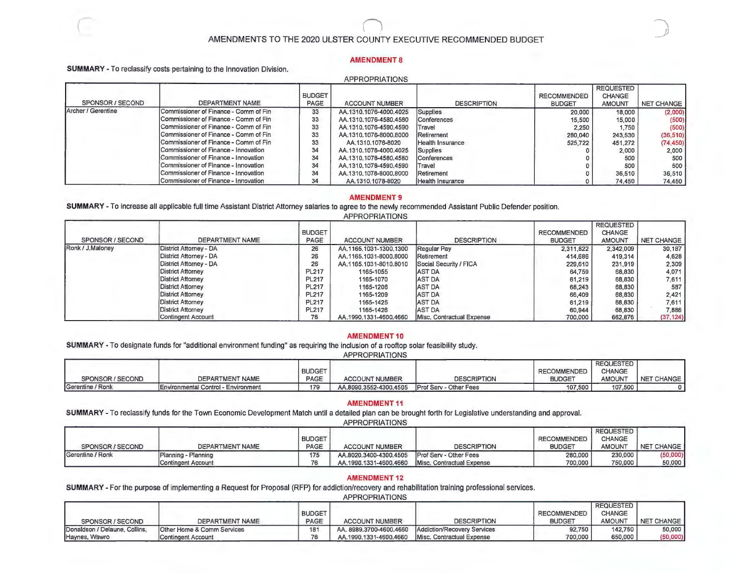# AMENDMENTS TO THE 2020 ULSTER COUNTY EXECUTIVE RECOMMENDED BUDGET

## AMENDMENT 8

**SUMMARY** - To reclassify costs pertaining to the Innovation Division.

APPROPRIATIONS

| SPONSOR / SECOND | DEPARTMENT NAME | BUDGET PAGE | ACCOUNT NUMBER | DESCRIPTION | RECOMMENDED BUDGET | REQUESTED CHANGE AMOUNT | NET CHANGE |
|---|---|---|---|---|---|---|---|
| Archer / Gerentine | Commissioner of Finance - Comm of Fin | 33 | AA.1310.1076-4000.4025 | Supplies | 20,000 | 18,000 | (2,000) |
| | Commissioner of Finance - Comm of Fin | 33 | AA.1310.1076-4580.4580 | Conferences | 15,500 | 15,000 | (500) |
| | Commissioner of Finance - Comm of Fin | 33 | AA.1310.1076-4590.4590 | Travel | 2,250 | 1,750 | (500) |
| | Commissioner of Finance - Comm of Fin | 33 | AA.1310.1076-8000.8000 | Retirement | 280,040 | 243,530 | (36,510) |
| | Commissioner of Finance - Comm of Fin | 33 | AA.1310.1076-8020 | Health Insurance | 525,722 | 451,272 | (74,450) |
| | Commissioner of Finance - Innovation | 34 | AA.1310.1078-4000.4025 | Supplies | 0 | 2,000 | 2,000 |
| | Commissioner of Finance - Innovation | 34 | AA.1310.1078-4580.4580 | Conferences | 0 | 500 | 500 |
| | Commissioner of Finance - Innovation | 34 | AA.1310.1078-4590.4590 | Travel | 0 | 500 | 500 |
| | Commissioner of Finance - Innovation | 34 | AA.1310.1078-8000.8000 | Retirement | 0 | 36,510 | 36,510 |
| | Commissioner of Finance - Innovation | 34 | AA.1310.1078-8020 | Health Insurance | 0 | 74,450 | 74,450 |

## AMENDMENT 9

**SUMMARY** - To increase all applicable full time Assistant District Attorney salaries to agree to the newly recommended Assistant Public Defender position.

APPROPRIATIONS

| SPONSOR / SECOND | DEPARTMENT NAME | BUDGET PAGE | ACCOUNT NUMBER | DESCRIPTION | RECOMMENDED BUDGET | REQUESTED CHANGE AMOUNT | NET CHANGE |
|---|---|---|---|---|---|---|---|
| Ronk / J.Maloney | District Attorney - DA | 26 | AA.1165.1031-1300.1300 | Regular Pay | 2,311,822 | 2,342,009 | 30,187 |
| | District Attorney - DA | 26 | AA.1165.1031-8000.8000 | Retirement | 414,686 | 419,314 | 4,628 |
| | District Attorney - DA | 26 | AA.1165.1031-8010.8010 | Social Security / FICA | 229,610 | 231,919 | 2,309 |
| | District Attorney | PL217 | 1165-1055 | AST DA | 64,759 | 68,830 | 4,071 |
| | District Attorney | PL217 | 1165-1070 | AST DA | 61,219 | 68,830 | 7,611 |
| | District Attorney | PL217 | 1165-1206 | AST DA | 68,243 | 68,830 | 587 |
| | District Attorney | PL217 | 1165-1209 | AST DA | 66,409 | 68,830 | 2,421 |
| | District Attorney | PL217 | 1165-1425 | AST DA | 61,219 | 68,830 | 7,611 |
| | District Attorney | PL217 | 1165-1426 | AST DA | 60,944 | 68,830 | 7,886 |
| | Contingent Account | 76 | AA.1990.1331-4600.4660 | Misc. Contractual Expense | 700,000 | 662,876 | (37,124) |

## AMENDMENT 10

**SUMMARY** - To designate funds for "additional environment funding" as requiring the inclusion of a rooftop solar feasibility study.

APPROPRIATIONS

| SPONSOR / SECOND | DEPARTMENT NAME | BUDGET PAGE | ACCOUNT NUMBER | DESCRIPTION | RECOMMENDED BUDGET | REQUESTED CHANGE AMOUNT | NET CHANGE |
|---|---|---|---|---|---|---|---|
| Gerentine / Ronk | Environmental Control - Environment | 179 | AA.8090.3552-4300.4505 | Prof Serv - Other Fees | 107,500 | 107,500 | 0 |

## AMENDMENT 11

**SUMMARY** - To reclassify funds for the Town Economic Development Match until a detailed plan can be brought forth for Legislative understanding and approval.

APPROPRIATIONS

| SPONSOR / SECOND | DEPARTMENT NAME | BUDGET PAGE | ACCOUNT NUMBER | DESCRIPTION | RECOMMENDED BUDGET | REQUESTED CHANGE AMOUNT | NET CHANGE |
|---|---|---|---|---|---|---|---|
| Gerentine / Ronk | Planning - Planning | 175 | AA.8020.3400-4300.4505 | Prof Serv - Other Fees | 280,000 | 230,000 | (50,000) |
| | Contingent Account | 76 | AA.1990.1331-4600.4660 | Misc. Contractual Expense | 700,000 | 750,000 | 50,000 |

## AMENDMENT 12

**SUMMARY** - For the purpose of implementing a Request for Proposal (RFP) for addiction/recovery and rehabilitation training professional services.

APPROPRIATIONS

| SPONSOR / SECOND | DEPARTMENT NAME | BUDGET PAGE | ACCOUNT NUMBER | DESCRIPTION | RECOMMENDED BUDGET | REQUESTED CHANGE AMOUNT | NET CHANGE |
|---|---|---|---|---|---|---|---|
| Donaldson / Delaune, Collins, Haynes, Wawro | Other Home & Comm Services | 181 | AA. 8989.3700-4600.4660 | Addiction/Recovery Services | 92,750 | 142,750 | 50,000 |
| | Contingent Account | 76 | AA.1990.1331-4600.4660 | Misc. Contractual Expense | 700,000 | 650,000 | (50,000) |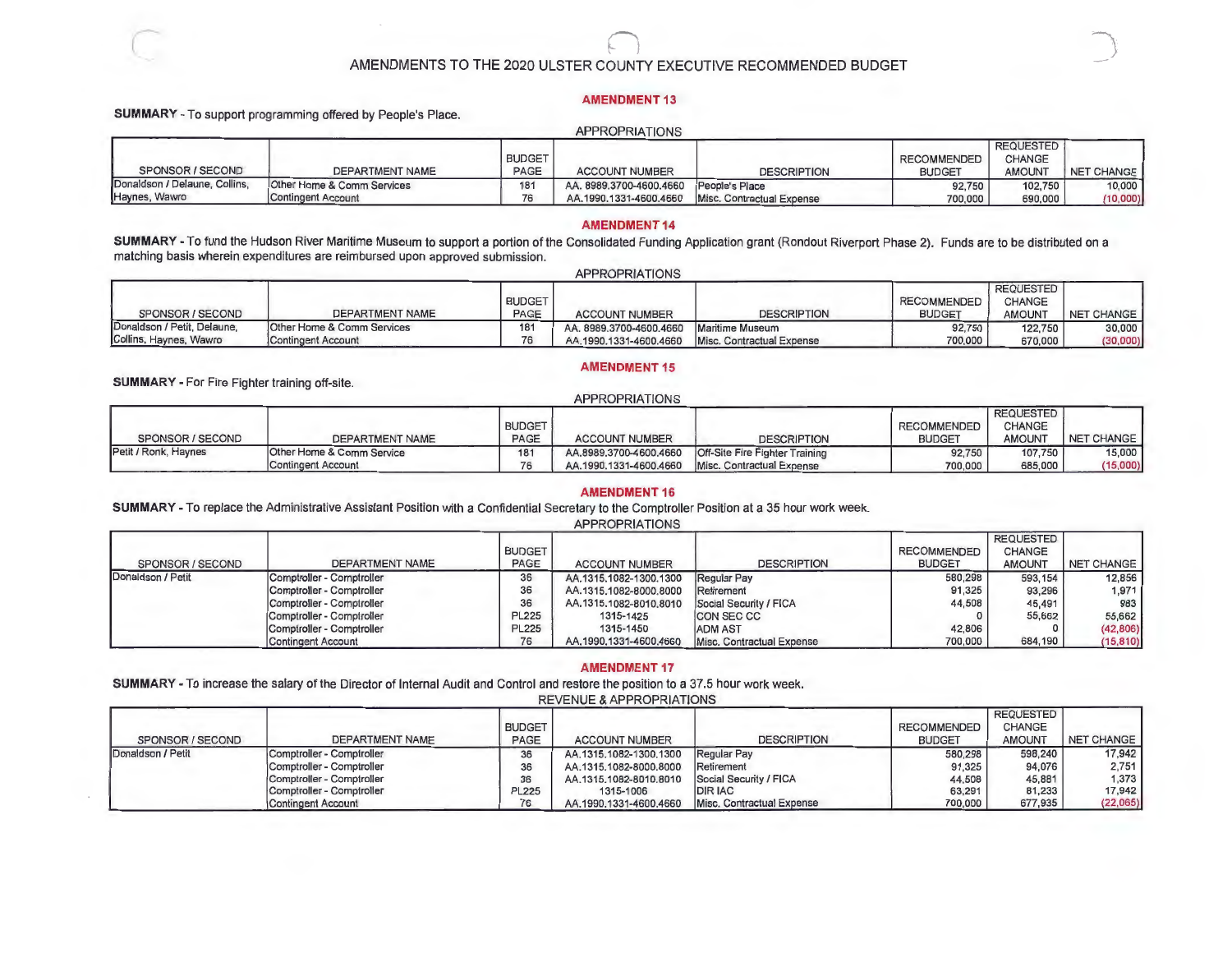# AMENDMENTS TO THE 2020 ULSTER COUNTY EXECUTIVE RECOMMENDED BUDGET

## AMENDMENT 13

**SUMMARY** - To support programming offered by People's Place.

APPROPRIATIONS

| SPONSOR / SECOND | DEPARTMENT NAME | BUDGET PAGE | ACCOUNT NUMBER | DESCRIPTION | RECOMMENDED BUDGET | REQUESTED CHANGE AMOUNT | NET CHANGE |
|---|---|---|---|---|---|---|---|
| Donaldson / Delaune, Collins, Haynes, Wawro | Other Home & Comm Services | 181 | AA. 8989.3700-4600.4660 | People's Place | 92,750 | 102,750 | 10,000 |
| | Contingent Account | 76 | AA.1990.1331-4600.4660 | Misc. Contractual Expense | 700,000 | 690,000 | (10,000) |

## AMENDMENT 14

**SUMMARY** - To fund the Hudson River Maritime Museum to support a portion of the Consolidated Funding Application grant (Rondout Riverport Phase 2). Funds are to be distributed on a matching basis wherein expenditures are reimbursed upon approved submission.

APPROPRIATIONS

| SPONSOR / SECOND | DEPARTMENT NAME | BUDGET PAGE | ACCOUNT NUMBER | DESCRIPTION | RECOMMENDED BUDGET | REQUESTED CHANGE AMOUNT | NET CHANGE |
|---|---|---|---|---|---|---|---|
| Donaldson / Petit, Delaune, Collins, Haynes, Wawro | Other Home & Comm Services | 181 | AA. 8989.3700-4600.4660 | Maritime Museum | 92,750 | 122,750 | 30,000 |
| | Contingent Account | 76 | AA.1990.1331-4600.4660 | Misc. Contractual Expense | 700,000 | 670,000 | (30,000) |

## AMENDMENT 15

**SUMMARY** - For Fire Fighter training off-site.

APPROPRIATIONS

| SPONSOR / SECOND | DEPARTMENT NAME | BUDGET PAGE | ACCOUNT NUMBER | DESCRIPTION | RECOMMENDED BUDGET | REQUESTED CHANGE AMOUNT | NET CHANGE |
|---|---|---|---|---|---|---|---|
| Petit / Ronk, Haynes | Other Home & Comm Service | 181 | AA.8989.3700-4600.4660 | Off-Site Fire Fighter Training | 92,750 | 107,750 | 15,000 |
| | Contingent Account | 76 | AA.1990.1331-4600.4660 | Misc. Contractual Expense | 700,000 | 685,000 | (15,000) |

## AMENDMENT 16

**SUMMARY** - To replace the Administrative Assistant Position with a Confidential Secretary to the Comptroller Position at a 35 hour work week.

APPROPRIATIONS

| SPONSOR / SECOND | DEPARTMENT NAME | BUDGET PAGE | ACCOUNT NUMBER | DESCRIPTION | RECOMMENDED BUDGET | REQUESTED CHANGE AMOUNT | NET CHANGE |
|---|---|---|---|---|---|---|---|
| Donaldson / Petit | Comptroller - Comptroller | 36 | AA.1315.1082-1300.1300 | Regular Pay | 580,298 | 593,154 | 12,856 |
| | Comptroller - Comptroller | 36 | AA.1315.1082-8000.8000 | Retirement | 91,325 | 93,296 | 1,971 |
| | Comptroller - Comptroller | 36 | AA.1315.1082-8010.8010 | Social Security / FICA | 44,508 | 45,491 | 983 |
| | Comptroller - Comptroller | PL225 | 1315-1425 | CON SEC CC | 0 | 55,662 | 55,662 |
| | Comptroller - Comptroller | PL225 | 1315-1450 | ADM AST | 42,806 | 0 | (42,806) |
| | Contingent Account | 76 | AA.1990.1331-4600.4660 | Misc. Contractual Expense | 700,000 | 684,190 | (15,810) |

## AMENDMENT 17

**SUMMARY** - To increase the salary of the Director of Internal Audit and Control and restore the position to a 37.5 hour work week.

REVENUE & APPROPRIATIONS

| SPONSOR / SECOND | DEPARTMENT NAME | BUDGET PAGE | ACCOUNT NUMBER | DESCRIPTION | RECOMMENDED BUDGET | REQUESTED CHANGE AMOUNT | NET CHANGE |
|---|---|---|---|---|---|---|---|
| Donaldson / Petit | Comptroller - Comptroller | 36 | AA.1315.1082-1300.1300 | Regular Pay | 580,298 | 598,240 | 17,942 |
| | Comptroller - Comptroller | 36 | AA.1315.1082-8000.8000 | Retirement | 91,325 | 94,076 | 2,751 |
| | Comptroller - Comptroller | 36 | AA.1315.1082-8010.8010 | Social Security / FICA | 44,508 | 45,881 | 1,373 |
| | Comptroller - Comptroller | PL225 | 1315-1006 | DIR IAC | 63,291 | 81,233 | 17,942 |
| | Contingent Account | 76 | AA.1990.1331-4600.4660 | Misc. Contractual Expense | 700,000 | 677,935 | (22,065) |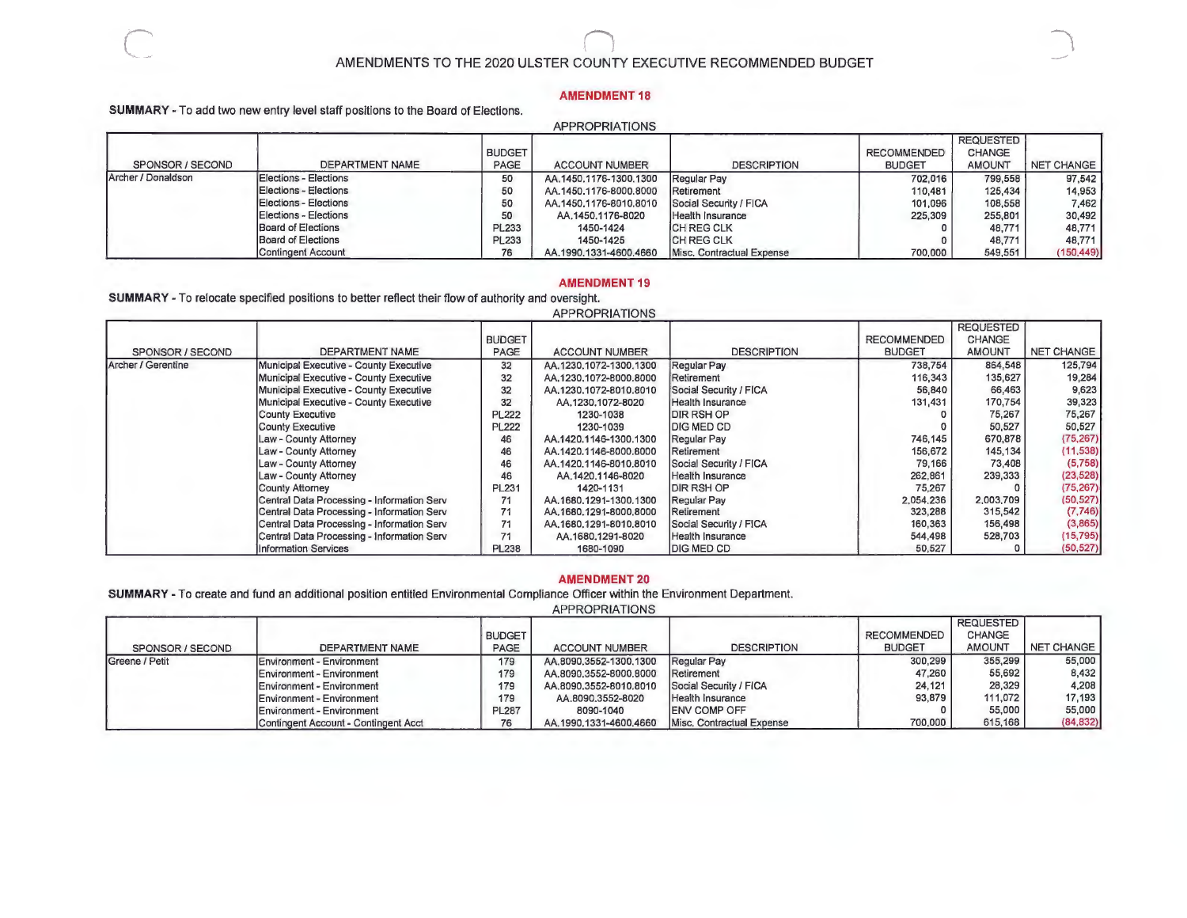# AMENDMENTS TO THE 2020 ULSTER COUNTY EXECUTIVE RECOMMENDED BUDGET

## AMENDMENT 18

**SUMMARY** - To add two new entry level staff positions to the Board of Elections.

APPROPRIATIONS

| SPONSOR / SECOND | DEPARTMENT NAME | BUDGET PAGE | ACCOUNT NUMBER | DESCRIPTION | RECOMMENDED BUDGET | REQUESTED CHANGE AMOUNT | NET CHANGE |
|---|---|---|---|---|---|---|---|
| Archer / Donaldson | Elections - Elections | 50 | AA.1450.1176-1300.1300 | Regular Pay | 702,016 | 799,558 | 97,542 |
| | Elections - Elections | 50 | AA.1450.1176-8000.8000 | Retirement | 110,481 | 125,434 | 14,953 |
| | Elections - Elections | 50 | AA.1450.1176-8010.8010 | Social Security / FICA | 101,096 | 108,558 | 7,462 |
| | Elections - Elections | 50 | AA.1450.1176-8020 | Health Insurance | 225,309 | 255,801 | 30,492 |
| | Board of Elections | PL233 | 1450-1424 | CH REG CLK | 0 | 48,771 | 48,771 |
| | Board of Elections | PL233 | 1450-1425 | CH REG CLK | 0 | 48,771 | 48,771 |
| | Contingent Account | 76 | AA.1990.1331-4600.4660 | Misc. Contractual Expense | 700,000 | 549,551 | (150,449) |

## AMENDMENT 19

**SUMMARY** - To relocate specified positions to better reflect their flow of authority and oversight.

APPROPRIATIONS

| SPONSOR / SECOND | DEPARTMENT NAME | BUDGET PAGE | ACCOUNT NUMBER | DESCRIPTION | RECOMMENDED BUDGET | REQUESTED CHANGE AMOUNT | NET CHANGE |
|---|---|---|---|---|---|---|---|
| Archer / Gerentine | Municipal Executive - County Executive | 32 | AA.1230.1072-1300.1300 | Regular Pay | 738,754 | 864,548 | 125,794 |
| | Municipal Executive - County Executive | 32 | AA.1230.1072-8000.8000 | Retirement | 116,343 | 135,627 | 19,284 |
| | Municipal Executive - County Executive | 32 | AA.1230.1072-8010.8010 | Social Security / FICA | 56,840 | 66,463 | 9,623 |
| | Municipal Executive - County Executive | 32 | AA.1230.1072-8020 | Health Insurance | 131,431 | 170,754 | 39,323 |
| | County Executive | PL222 | 1230-1038 | DIR RSH OP | 0 | 75,267 | 75,267 |
| | County Executive | PL222 | 1230-1039 | DIG MED CD | 0 | 50,527 | 50,527 |
| | Law - County Attorney | 46 | AA.1420.1146-1300.1300 | Regular Pay | 746,145 | 670,878 | (75,267) |
| | Law - County Attorney | 46 | AA.1420.1146-8000.8000 | Retirement | 156,672 | 145,134 | (11,538) |
| | Law - County Attorney | 46 | AA.1420.1146-8010.8010 | Social Security / FICA | 79,166 | 73,408 | (5,758) |
| | Law - County Attorney | 46 | AA.1420.1146-8020 | Health Insurance | 262,861 | 239,333 | (23,528) |
| | County Attorney | PL231 | 1420-1131 | DIR RSH OP | 75,267 | 0 | (75,267) |
| | Central Data Processing - Information Serv | 71 | AA.1680.1291-1300.1300 | Regular Pay | 2,054,236 | 2,003,709 | (50,527) |
| | Central Data Processing - Information Serv | 71 | AA.1680.1291-8000.8000 | Retirement | 323,288 | 315,542 | (7,746) |
| | Central Data Processing - Information Serv | 71 | AA.1680.1291-8010.8010 | Social Security / FICA | 160,363 | 156,498 | (3,865) |
| | Central Data Processing - Information Serv | 71 | AA.1680.1291-8020 | Health Insurance | 544,498 | 528,703 | (15,795) |
| | Information Services | PL238 | 1680-1090 | DIG MED CD | 50,527 | 0 | (50,527) |

## AMENDMENT 20

**SUMMARY** - To create and fund an additional position entitled Environmental Compliance Officer within the Environment Department.

APPROPRIATIONS

| SPONSOR / SECOND | DEPARTMENT NAME | BUDGET PAGE | ACCOUNT NUMBER | DESCRIPTION | RECOMMENDED BUDGET | REQUESTED CHANGE AMOUNT | NET CHANGE |
|---|---|---|---|---|---|---|---|
| Greene / Petit | Environment - Environment | 179 | AA.8090.3552-1300.1300 | Regular Pay | 300,299 | 355,299 | 55,000 |
| | Environment - Environment | 179 | AA.8090.3552-8000.8000 | Retirement | 47,260 | 55,692 | 8,432 |
| | Environment - Environment | 179 | AA.8090.3552-8010.8010 | Social Security / FICA | 24,121 | 28,329 | 4,208 |
| | Environment - Environment | 179 | AA.8090.3552-8020 | Health Insurance | 93,879 | 111,072 | 17,193 |
| | Environment - Environment | PL287 | 8090-1040 | ENV COMP OFF | 0 | 55,000 | 55,000 |
| | Contingent Account - Contingent Acct | 76 | AA.1990.1331-4600.4660 | Misc. Contractual Expense | 700,000 | 615,168 | (84,832) |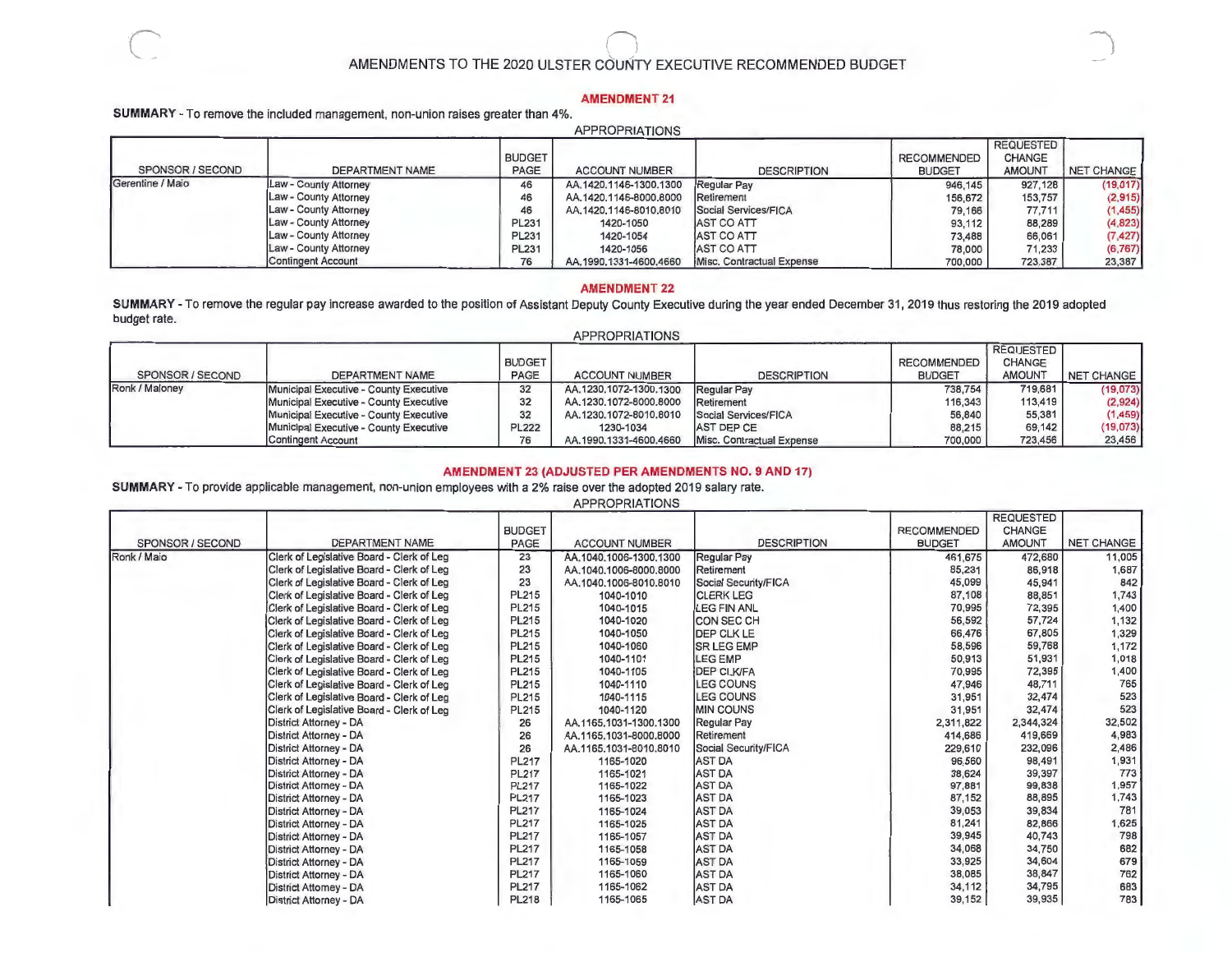# AMENDMENTS TO THE 2020 ULSTER COUNTY EXECUTIVE RECOMMENDED BUDGET

## AMENDMENT 21

**SUMMARY** - To remove the included management, non-union raises greater than 4%.

APPROPRIATIONS

| SPONSOR / SECOND | DEPARTMENT NAME | BUDGET PAGE | ACCOUNT NUMBER | DESCRIPTION | RECOMMENDED BUDGET | REQUESTED CHANGE AMOUNT | NET CHANGE |
|---|---|---|---|---|---|---|---|
| Gerentine / Maio | Law - County Attorney | 46 | AA.1420.1146-1300.1300 | Regular Pay | 946,145 | 927,128 | (19,017) |
| | Law - County Attorney | 46 | AA.1420.1146-8000.8000 | Retirement | 156,672 | 153,757 | (2,915) |
| | Law - County Attorney | 46 | AA.1420.1146-8010.8010 | Social Services/FICA | 79,166 | 77,711 | (1,455) |
| | Law - County Attorney | PL231 | 1420-1050 | AST CO ATT | 93,112 | 88,289 | (4,823) |
| | Law - County Attorney | PL231 | 1420-1054 | AST CO ATT | 73,488 | 66,061 | (7,427) |
| | Law - County Attorney | PL231 | 1420-1056 | AST CO ATT | 78,000 | 71,233 | (6,767) |
| | Contingent Account | 76 | AA.1990.1331-4600.4660 | Misc. Contractual Expense | 700,000 | 723,387 | 23,387 |

## AMENDMENT 22

**SUMMARY** - To remove the regular pay increase awarded to the position of Assistant Deputy County Executive during the year ended December 31, 2019 thus restoring the 2019 adopted budget rate.

APPROPRIATIONS

| SPONSOR / SECOND | DEPARTMENT NAME | BUDGET PAGE | ACCOUNT NUMBER | DESCRIPTION | RECOMMENDED BUDGET | REQUESTED CHANGE AMOUNT | NET CHANGE |
|---|---|---|---|---|---|---|---|
| Ronk / Maloney | Municipal Executive - County Executive | 32 | AA.1230.1072-1300.1300 | Regular Pay | 738,754 | 719,681 | (19,073) |
| | Municipal Executive - County Executive | 32 | AA.1230.1072-8000.8000 | Retirement | 116,343 | 113,419 | (2,924) |
| | Municipal Executive - County Executive | 32 | AA.1230.1072-8010.8010 | Social Services/FICA | 56,840 | 55,381 | (1,459) |
| | Municipal Executive - County Executive | PL222 | 1230-1034 | AST DEP CE | 88,215 | 69,142 | (19,073) |
| | Contingent Account | 76 | AA.1990.1331-4600.4660 | Misc. Contractual Expense | 700,000 | 723,456 | 23,456 |

## AMENDMENT 23 (ADJUSTED PER AMENDMENTS NO. 9 AND 17)

**SUMMARY** - To provide applicable management, non-union employees with a 2% raise over the adopted 2019 salary rate.

APPROPRIATIONS

| SPONSOR / SECOND | DEPARTMENT NAME | BUDGET PAGE | ACCOUNT NUMBER | DESCRIPTION | RECOMMENDED BUDGET | REQUESTED CHANGE AMOUNT | NET CHANGE |
|---|---|---|---|---|---|---|---|
| Ronk / Maio | Clerk of Legislative Board - Clerk of Leg | 23 | AA.1040.1006-1300.1300 | Regular Pay | 461,675 | 472,680 | 11,005 |
| | Clerk of Legislative Board - Clerk of Leg | 23 | AA.1040.1006-8000.8000 | Retirement | 85,231 | 86,918 | 1,687 |
| | Clerk of Legislative Board - Clerk of Leg | 23 | AA.1040.1006-8010.8010 | Social Security/FICA | 45,099 | 45,941 | 842 |
| | Clerk of Legislative Board - Clerk of Leg | PL215 | 1040-1010 | CLERK LEG | 87,108 | 88,851 | 1,743 |
| | Clerk of Legislative Board - Clerk of Leg | PL215 | 1040-1015 | LEG FIN ANL | 70,995 | 72,395 | 1,400 |
| | Clerk of Legislative Board - Clerk of Leg | PL215 | 1040-1020 | CON SEC CH | 56,592 | 57,724 | 1,132 |
| | Clerk of Legislative Board - Clerk of Leg | PL215 | 1040-1050 | DEP CLK LE | 66,476 | 67,805 | 1,329 |
| | Clerk of Legislative Board - Clerk of Leg | PL215 | 1040-1060 | SR LEG EMP | 58,596 | 59,768 | 1,172 |
| | Clerk of Legislative Board - Clerk of Leg | PL215 | 1040-1101 | LEG EMP | 50,913 | 51,931 | 1,018 |
| | Clerk of Legislative Board - Clerk of Leg | PL215 | 1040-1105 | DEP CLK/FA | 70,995 | 72,395 | 1,400 |
| | Clerk of Legislative Board - Clerk of Leg | PL215 | 1040-1110 | LEG COUNS | 47,946 | 48,711 | 765 |
| | Clerk of Legislative Board - Clerk of Leg | PL215 | 1040-1115 | LEG COUNS | 31,951 | 32,474 | 523 |
| | Clerk of Legislative Board - Clerk of Leg | PL215 | 1040-1120 | MIN COUNS | 31,951 | 32,474 | 523 |
| | District Attorney - DA | 26 | AA.1165.1031-1300.1300 | Regular Pay | 2,311,822 | 2,344,324 | 32,502 |
| | District Attorney - DA | 26 | AA.1165.1031-8000.8000 | Retirement | 414,686 | 419,669 | 4,983 |
| | District Attorney - DA | 26 | AA.1165.1031-8010.8010 | Social Security/FICA | 229,610 | 232,096 | 2,486 |
| | District Attorney - DA | PL217 | 1165-1020 | AST DA | 96,560 | 98,491 | 1,931 |
| | District Attorney - DA | PL217 | 1165-1021 | AST DA | 38,624 | 39,397 | 773 |
| | District Attorney - DA | PL217 | 1165-1022 | AST DA | 97,881 | 99,838 | 1,957 |
| | District Attorney - DA | PL217 | 1165-1023 | AST DA | 87,152 | 88,895 | 1,743 |
| | District Attorney - DA | PL217 | 1165-1024 | AST DA | 39,053 | 39,834 | 781 |
| | District Attorney - DA | PL217 | 1165-1025 | AST DA | 81,241 | 82,866 | 1,625 |
| | District Attorney - DA | PL217 | 1165-1057 | AST DA | 39,945 | 40,743 | 798 |
| | District Attorney - DA | PL217 | 1165-1058 | AST DA | 34,068 | 34,750 | 682 |
| | District Attorney - DA | PL217 | 1165-1059 | AST DA | 33,925 | 34,604 | 679 |
| | District Attorney - DA | PL217 | 1165-1060 | AST DA | 38,085 | 38,847 | 762 |
| | District Attorney - DA | PL217 | 1165-1062 | AST DA | 34,112 | 34,795 | 683 |
| | District Attorney - DA | PL218 | 1165-1065 | AST DA | 39,152 | 39,935 | 783 |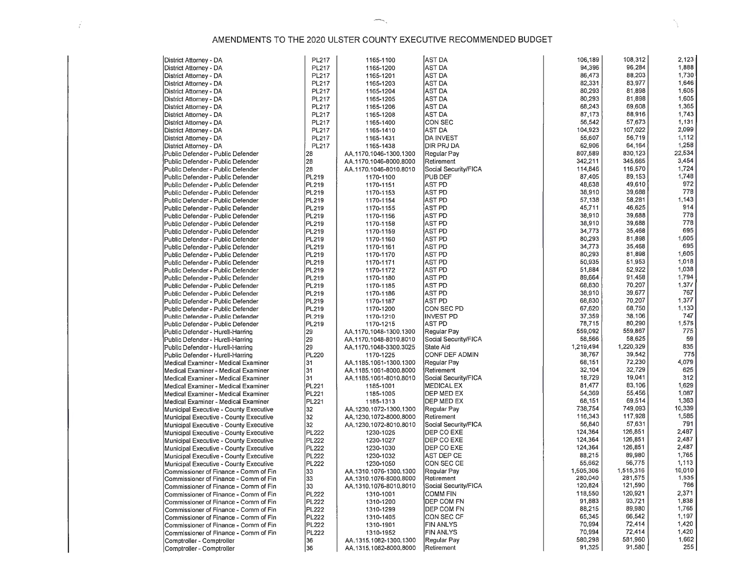# AMENDMENTS TO THE 2020 ULSTER COUNTY EXECUTIVE RECOMMENDED BUDGET

| | | | | | | |
|---|---|---|---|---|---|---|
| District Attorney - DA | PL217 | 1165-1100 | AST DA | 106,189 | 108,312 | 2,123 |
| District Attorney - DA | PL217 | 1165-1200 | AST DA | 94,396 | 96,284 | 1,888 |
| District Attorney - DA | PL217 | 1165-1201 | AST DA | 86,473 | 88,203 | 1,730 |
| District Attorney - DA | PL217 | 1165-1203 | AST DA | 82,331 | 83,977 | 1,646 |
| District Attorney - DA | PL217 | 1165-1204 | AST DA | 80,293 | 81,898 | 1,605 |
| District Attorney - DA | PL217 | 1165-1205 | AST DA | 80,293 | 81,898 | 1,605 |
| District Attorney - DA | PL217 | 1165-1206 | AST DA | 68,243 | 69,608 | 1,365 |
| District Attorney - DA | PL217 | 1165-1208 | AST DA | 87,173 | 88,916 | 1,743 |
| District Attorney - DA | PL217 | 1165-1400 | CON SEC | 56,542 | 57,673 | 1,131 |
| District Attorney - DA | PL217 | 1165-1410 | AST DA | 104,923 | 107,022 | 2,099 |
| District Attorney - DA | PL217 | 1165-1431 | DA INVEST | 55,607 | 56,719 | 1,112 |
| District Attorney - DA | PL217 | 1165-1438 | DIR PRJ DA | 62,906 | 64,164 | 1,258 |
| Public Defender - Public Defender | 28 | AA.1170.1046-1300.1300 | Regular Pay | 807,589 | 830,123 | 22,534 |
| Public Defender - Public Defender | 28 | AA.1170.1046-8000.8000 | Retirement | 342,211 | 345,665 | 3,454 |
| Public Defender - Public Defender | 28 | AA.1170.1046-8010.8010 | Social Security/FICA | 114,846 | 116,570 | 1,724 |
| Public Defender - Public Defender | PL219 | 1170-1100 | PUB DEF | 87,405 | 89,153 | 1,748 |
| Public Defender - Public Defender | PL219 | 1170-1151 | AST PD | 48,638 | 49,610 | 972 |
| Public Defender - Public Defender | PL219 | 1170-1153 | AST PD | 38,910 | 39,688 | 778 |
| Public Defender - Public Defender | PL219 | 1170-1154 | AST PD | 57,138 | 58,281 | 1,143 |
| Public Defender - Public Defender | PL219 | 1170-1155 | AST PD | 45,711 | 46,625 | 914 |
| Public Defender - Public Defender | PL219 | 1170-1156 | AST PD | 38,910 | 39,688 | 778 |
| Public Defender - Public Defender | PL219 | 1170-1158 | AST PD | 38,910 | 39,688 | 778 |
| Public Defender - Public Defender | PL219 | 1170-1159 | AST PD | 34,773 | 35,468 | 695 |
| Public Defender - Public Defender | PL219 | 1170-1160 | AST PD | 80,293 | 81,898 | 1,605 |
| Public Defender - Public Defender | PL219 | 1170-1161 | AST PD | 34,773 | 35,468 | 695 |
| Public Defender - Public Defender | PL219 | 1170-1170 | AST PD | 80,293 | 81,898 | 1,605 |
| Public Defender - Public Defender | PL219 | 1170-1171 | AST PD | 50,935 | 51,953 | 1,018 |
| Public Defender - Public Defender | PL219 | 1170-1172 | AST PD | 51,884 | 52,922 | 1,038 |
| Public Defender - Public Defender | PL219 | 1170-1180 | AST PD | 89,664 | 91,458 | 1,794 |
| Public Defender - Public Defender | PL219 | 1170-1185 | AST PD | 68,830 | 70,207 | 1,377 |
| Public Defender - Public Defender | PL219 | 1170-1186 | AST PD | 38,910 | 39,677 | 767 |
| Public Defender - Public Defender | PL219 | 1170-1187 | AST PD | 68,830 | 70,207 | 1,377 |
| Public Defender - Public Defender | PL219 | 1170-1200 | CON SEC PD | 67,620 | 68,750 | 1,130 |
| Public Defender - Public Defender | PL219 | 1170-1210 | INVEST PD | 37,359 | 38,106 | 747 |
| Public Defender - Public Defender | PL219 | 1170-1215 | AST PD | 78,715 | 80,290 | 1,575 |
| Public Defender - Hurell-Harring | 29 | AA.1170.1048-1300.1300 | Regular Pay | 559,092 | 559,867 | 775 |
| Public Defender - Hurell-Harring | 29 | AA.1170.1048-8010.8010 | Social Security/FICA | 58,566 | 58,625 | 59 |
| Public Defender - Hurell-Harring | 29 | AA.1170.1048-3300.3025 | State Aid | 1,219,494 | 1,220,329 | 835 |
| Public Defender - Hurell-Harring | PL220 | 1170-1225 | CONF DEF ADMIN | 38,767 | 39,542 | 775 |
| Medical Examiner - Medical Examiner | 31 | AA.1185.1061-1300.1300 | Regular Pay | 68,151 | 72,230 | 4,079 |
| Medical Examiner - Medical Examiner | 31 | AA.1185.1061-8000.8000 | Retirement | 32,104 | 32,729 | 625 |
| Medical Examiner - Medical Examiner | 31 | AA.1185.1061-8010.8010 | Social Security/FICA | 18,729 | 19,041 | 312 |
| Medical Examiner - Medical Examiner | PL221 | 1185-1001 | MEDICAL EX | 81,477 | 83,106 | 1,629 |
| Medical Examiner - Medical Examiner | PL221 | 1185-1005 | DEP MED EX | 54,369 | 55,456 | 1,087 |
| Medical Examiner - Medical Examiner | PL221 | 1185-1313 | DEP MED EX | 68,151 | 69,514 | 1,363 |
| Municipal Executive - County Executive | 32 | AA.1230.1072-1300.1300 | Regular Pay | 738,754 | 749,093 | 10,339 |
| Municipal Executive - County Executive | 32 | AA.1230.1072-8000.8000 | Retirement | 116,343 | 117,928 | 1,585 |
| Municipal Executive - County Executive | 32 | AA.1230.1072-8010.8010 | Social Security/FICA | 56,840 | 57,631 | 791 |
| Municipal Executive - County Executive | PL222 | 1230-1025 | DEP CO EXE | 124,364 | 126,851 | 2,487 |
| Municipal Executive - County Executive | PL222 | 1230-1027 | DEP CO EXE | 124,364 | 126,851 | 2,487 |
| Municipal Executive - County Executive | PL222 | 1230-1030 | DEP CO EXE | 124,364 | 126,851 | 2,487 |
| Municipal Executive - County Executive | PL222 | 1230-1032 | AST DEP CE | 88,215 | 89,980 | 1,765 |
| Municipal Executive - County Executive | PL222 | 1230-1050 | CON SEC CE | 55,662 | 56,775 | 1,113 |
| Commissioner of Finance - Comm of Fin | 33 | AA.1310.1076-1300.1300 | Regular Pay | 1,505,306 | 1,515,316 | 10,010 |
| Commissioner of Finance - Comm of Fin | 33 | AA.1310.1076-8000.8000 | Retirement | 280,040 | 281,575 | 1,535 |
| Commissioner of Finance - Comm of Fin | 33 | AA.1310.1076-8010.8010 | Social Security/FICA | 120,824 | 121,590 | 766 |
| Commissioner of Finance - Comm of Fin | PL222 | 1310-1001 | COMM FIN | 118,550 | 120,921 | 2,371 |
| Commissioner of Finance - Comm of Fin | PL222 | 1310-1200 | DEP COM FN | 91,883 | 93,721 | 1,838 |
| Commissioner of Finance - Comm of Fin | PL222 | 1310-1299 | DEP COM FN | 88,215 | 89,980 | 1,765 |
| Commissioner of Finance - Comm of Fin | PL222 | 1310-1405 | CON SEC CF | 65,345 | 66,542 | 1,197 |
| Commissioner of Finance - Comm of Fin | PL222 | 1310-1901 | FIN ANLYS | 70,994 | 72,414 | 1,420 |
| Commissioner of Finance - Comm of Fin | PL222 | 1310-1952 | FIN ANLYS | 70,994 | 72,414 | 1,420 |
| Comptroller - Comptroller | 36 | AA.1315.1082-1300.1300 | Regular Pay | 580,298 | 581,960 | 1,662 |
| Comptroller - Comptroller | 36 | AA.1315.1082-8000.8000 | Retirement | 91,325 | 91,580 | 255 |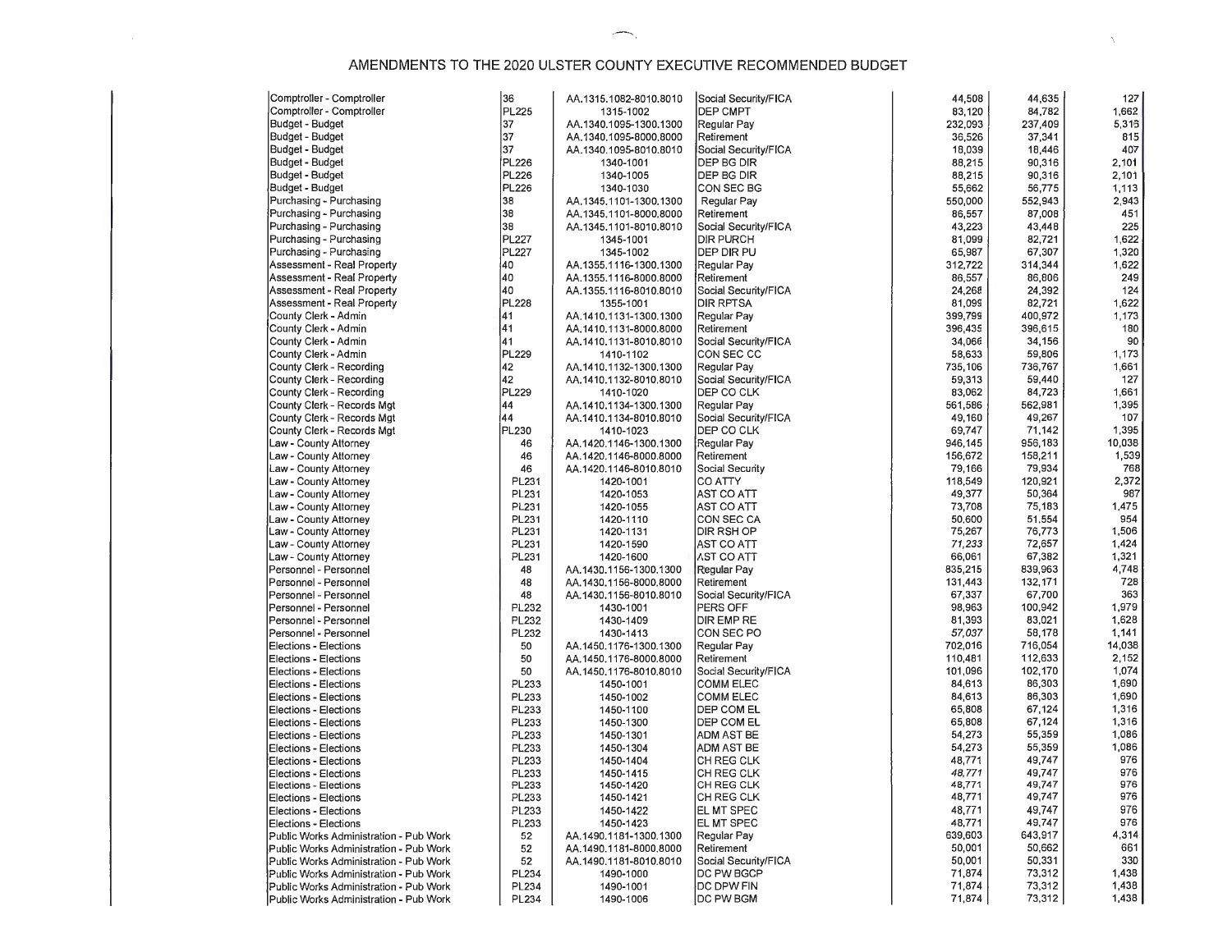# AMENDMENTS TO THE 2020 ULSTER COUNTY EXECUTIVE RECOMMENDED BUDGET

| | | | | | | |
|---|---|---|---|---|---|---|
| Comptroller - Comptroller | 36 | AA.1315.1082-8010.8010 | Social Security/FICA | 44,508 | 44,635 | 127 |
| Comptroller - Comptroller | PL225 | 1315-1002 | DEP CMPT | 83,120 | 84,782 | 1,662 |
| Budget - Budget | 37 | AA.1340.1095-1300.1300 | Regular Pay | 232,093 | 237,409 | 5,316 |
| Budget - Budget | 37 | AA.1340.1095-8000.8000 | Retirement | 36,526 | 37,341 | 815 |
| Budget - Budget | 37 | AA.1340.1095-8010.8010 | Social Security/FICA | 18,039 | 18,446 | 407 |
| Budget - Budget | PL226 | 1340-1001 | DEP BG DIR | 88,215 | 90,316 | 2,101 |
| Budget - Budget | PL226 | 1340-1005 | DEP BG DIR | 88,215 | 90,316 | 2,101 |
| Budget - Budget | PL226 | 1340-1030 | CON SEC BG | 55,662 | 56,775 | 1,113 |
| Purchasing - Purchasing | 38 | AA.1345.1101-1300.1300 | Regular Pay | 550,000 | 552,943 | 2,943 |
| Purchasing - Purchasing | 38 | AA.1345.1101-8000.8000 | Retirement | 86,557 | 87,008 | 451 |
| Purchasing - Purchasing | 38 | AA.1345.1101-8010.8010 | Social Security/FICA | 43,223 | 43,448 | 225 |
| Purchasing - Purchasing | PL227 | 1345-1001 | DIR PURCH | 81,099 | 82,721 | 1,622 |
| Purchasing - Purchasing | PL227 | 1345-1002 | DEP DIR PU | 65,987 | 67,307 | 1,320 |
| Assessment - Real Property | 40 | AA.1355.1116-1300.1300 | Regular Pay | 312,722 | 314,344 | 1,622 |
| Assessment - Real Property | 40 | AA.1355.1116-8000.8000 | Retirement | 86,557 | 86,806 | 249 |
| Assessment - Real Property | 40 | AA.1355.1116-8010.8010 | Social Security/FICA | 24,268 | 24,392 | 124 |
| Assessment - Real Property | PL228 | 1355-1001 | DIR RPTSA | 81,099 | 82,721 | 1,622 |
| County Clerk - Admin | 41 | AA.1410.1131-1300.1300 | Regular Pay | 399,799 | 400,972 | 1,173 |
| County Clerk - Admin | 41 | AA.1410.1131-8000.8000 | Retirement | 396,435 | 396,615 | 180 |
| County Clerk - Admin | 41 | AA.1410.1131-8010.8010 | Social Security/FICA | 34,066 | 34,156 | 90 |
| County Clerk - Admin | PL229 | 1410-1102 | CON SEC CC | 58,633 | 59,806 | 1,173 |
| County Clerk - Recording | 42 | AA.1410.1132-1300.1300 | Regular Pay | 735,106 | 736,767 | 1,661 |
| County Clerk - Recording | 42 | AA.1410.1132-8010.8010 | Social Security/FICA | 59,313 | 59,440 | 127 |
| County Clerk - Recording | PL229 | 1410-1020 | DEP CO CLK | 83,062 | 84,723 | 1,661 |
| County Clerk - Records Mgt | 44 | AA.1410.1134-1300.1300 | Regular Pay | 561,586 | 562,981 | 1,395 |
| County Clerk - Records Mgt | 44 | AA.1410.1134-8010.8010 | Social Security/FICA | 49,160 | 49,267 | 107 |
| County Clerk - Records Mgt | PL230 | 1410-1023 | DEP CO CLK | 69,747 | 71,142 | 1,395 |
| Law - County Attorney | 46 | AA.1420.1146-1300.1300 | Regular Pay | 946,145 | 956,183 | 10,038 |
| Law - County Attorney | 46 | AA.1420.1146-8000.8000 | Retirement | 156,672 | 158,211 | 1,539 |
| Law - County Attorney | 46 | AA.1420.1146-8010.8010 | Social Security | 79,166 | 79,934 | 768 |
| Law - County Attorney | PL231 | 1420-1001 | CO ATTY | 118,549 | 120,921 | 2,372 |
| Law - County Attorney | PL231 | 1420-1053 | AST CO ATT | 49,377 | 50,364 | 987 |
| Law - County Attorney | PL231 | 1420-1055 | AST CO ATT | 73,708 | 75,183 | 1,475 |
| Law - County Attorney | PL231 | 1420-1110 | CON SEC CA | 50,600 | 51,554 | 954 |
| Law - County Attorney | PL231 | 1420-1131 | DIR RSH OP | 75,267 | 76,773 | 1,506 |
| Law - County Attorney | PL231 | 1420-1590 | AST CO ATT | 71,233 | 72,657 | 1,424 |
| Law - County Attorney | PL231 | 1420-1600 | AST CO ATT | 66,061 | 67,382 | 1,321 |
| Personnel - Personnel | 48 | AA.1430.1156-1300.1300 | Regular Pay | 835,215 | 839,963 | 4,748 |
| Personnel - Personnel | 48 | AA.1430.1156-8000.8000 | Retirement | 131,443 | 132,171 | 728 |
| Personnel - Personnel | 48 | AA.1430.1156-8010.8010 | Social Security/FICA | 67,337 | 67,700 | 363 |
| Personnel - Personnel | PL232 | 1430-1001 | PERS OFF | 98,963 | 100,942 | 1,979 |
| Personnel - Personnel | PL232 | 1430-1409 | DIR EMP RE | 81,393 | 83,021 | 1,628 |
| Personnel - Personnel | PL232 | 1430-1413 | CON SEC PO | 57,037 | 58,178 | 1,141 |
| Elections - Elections | 50 | AA.1450.1176-1300.1300 | Regular Pay | 702,016 | 716,054 | 14,038 |
| Elections - Elections | 50 | AA.1450.1176-8000.8000 | Retirement | 110,481 | 112,633 | 2,152 |
| Elections - Elections | 50 | AA.1450.1176-8010.8010 | Social Security/FICA | 101,096 | 102,170 | 1,074 |
| Elections - Elections | PL233 | 1450-1001 | COMM ELEC | 84,613 | 86,303 | 1,690 |
| Elections - Elections | PL233 | 1450-1002 | COMM ELEC | 84,613 | 86,303 | 1,690 |
| Elections - Elections | PL233 | 1450-1100 | DEP COM EL | 65,808 | 67,124 | 1,316 |
| Elections - Elections | PL233 | 1450-1300 | DEP COM EL | 65,808 | 67,124 | 1,316 |
| Elections - Elections | PL233 | 1450-1301 | ADM AST BE | 54,273 | 55,359 | 1,086 |
| Elections - Elections | PL233 | 1450-1304 | ADM AST BE | 54,273 | 55,359 | 1,086 |
| Elections - Elections | PL233 | 1450-1404 | CH REG CLK | 48,771 | 49,747 | 976 |
| Elections - Elections | PL233 | 1450-1415 | CH REG CLK | 48,771 | 49,747 | 976 |
| Elections - Elections | PL233 | 1450-1420 | CH REG CLK | 48,771 | 49,747 | 976 |
| Elections - Elections | PL233 | 1450-1421 | CH REG CLK | 48,771 | 49,747 | 976 |
| Elections - Elections | PL233 | 1450-1422 | EL MT SPEC | 48,771 | 49,747 | 976 |
| Elections - Elections | PL233 | 1450-1423 | EL MT SPEC | 48,771 | 49,747 | 976 |
| Public Works Administration - Pub Work | 52 | AA.1490.1181-1300.1300 | Regular Pay | 639,603 | 643,917 | 4,314 |
| Public Works Administration - Pub Work | 52 | AA.1490.1181-8000.8000 | Retirement | 50,001 | 50,662 | 661 |
| Public Works Administration - Pub Work | 52 | AA.1490.1181-8010.8010 | Social Security/FICA | 50,001 | 50,331 | 330 |
| Public Works Administration - Pub Work | PL234 | 1490-1000 | DC PW BGCP | 71,874 | 73,312 | 1,438 |
| Public Works Administration - Pub Work | PL234 | 1490-1001 | DC DPW FIN | 71,874 | 73,312 | 1,438 |
| Public Works Administration - Pub Work | PL234 | 1490-1006 | DC PW BGM | 71,874 | 73,312 | 1,438 |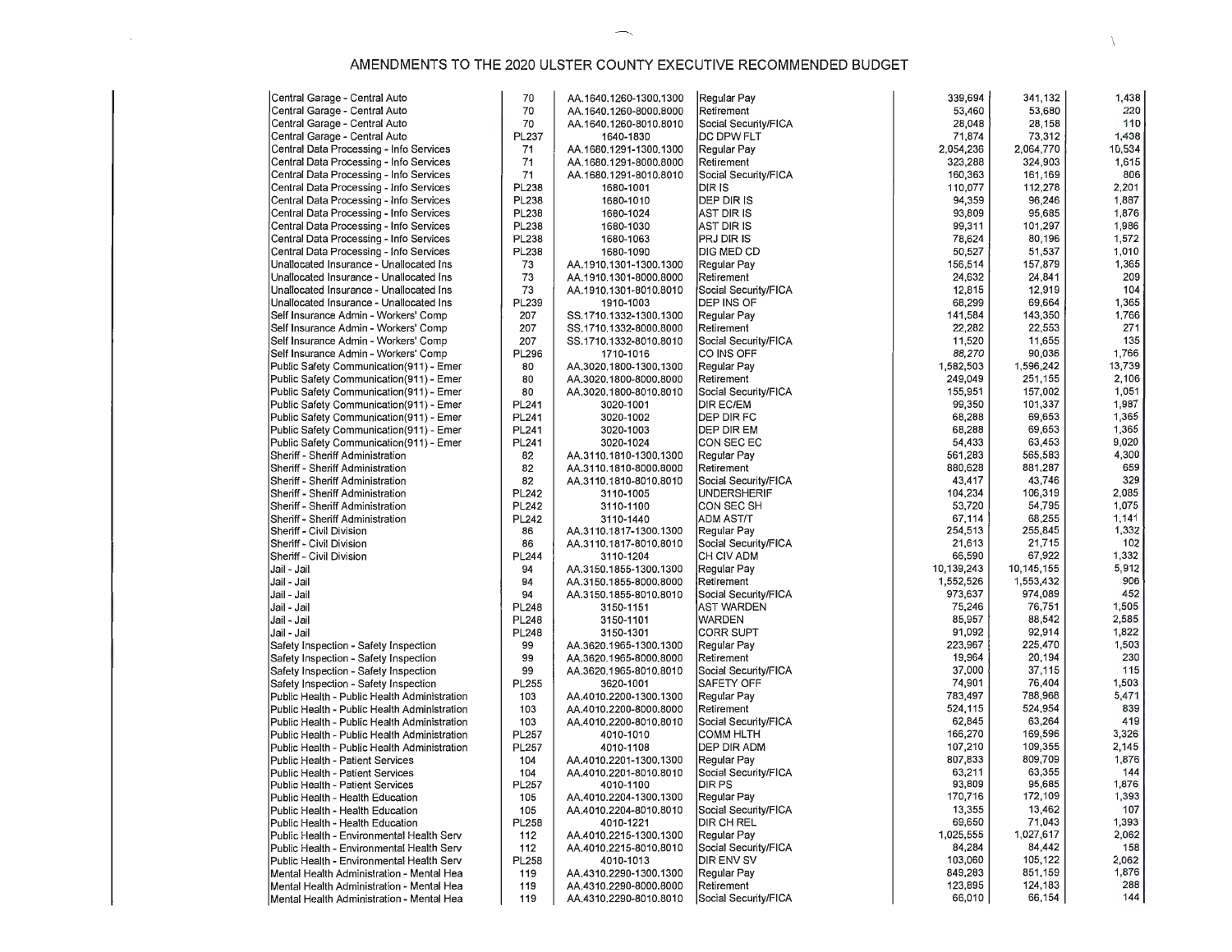# AMENDMENTS TO THE 2020 ULSTER COUNTY EXECUTIVE RECOMMENDED BUDGET

| | | | | | | |
|---|---|---|---|---|---|---|
| Central Garage - Central Auto | 70 | AA.1640.1260-1300.1300 | Regular Pay | 339,694 | 341,132 | 1,438 |
| Central Garage - Central Auto | 70 | AA.1640.1260-8000.8000 | Retirement | 53,460 | 53,680 | 220 |
| Central Garage - Central Auto | 70 | AA.1640.1260-8010.8010 | Social Security/FICA | 28,048 | 28,158 | 110 |
| Central Garage - Central Auto | PL237 | 1640-1830 | DC DPW FLT | 71,874 | 73,312 | 1,438 |
| Central Data Processing - Info Services | 71 | AA.1680.1291-1300.1300 | Regular Pay | 2,054,236 | 2,064,770 | 10,534 |
| Central Data Processing - Info Services | 71 | AA.1680.1291-8000.8000 | Retirement | 323,288 | 324,903 | 1,615 |
| Central Data Processing - Info Services | 71 | AA.1680.1291-8010.8010 | Social Security/FICA | 160,363 | 161,169 | 806 |
| Central Data Processing - Info Services | PL238 | 1680-1001 | DIR IS | 110,077 | 112,278 | 2,201 |
| Central Data Processing - Info Services | PL238 | 1680-1010 | DEP DIR IS | 94,359 | 96,246 | 1,887 |
| Central Data Processing - Info Services | PL238 | 1680-1024 | AST DIR IS | 93,809 | 95,685 | 1,876 |
| Central Data Processing - Info Services | PL238 | 1680-1030 | AST DIR IS | 99,311 | 101,297 | 1,986 |
| Central Data Processing - Info Services | PL238 | 1680-1063 | PRJ DIR IS | 78,624 | 80,196 | 1,572 |
| Central Data Processing - Info Services | PL238 | 1680-1090 | DIG MED CD | 50,527 | 51,537 | 1,010 |
| Unallocated Insurance - Unallocated Ins | 73 | AA.1910.1301-1300.1300 | Regular Pay | 156,514 | 157,879 | 1,365 |
| Unallocated Insurance - Unallocated Ins | 73 | AA.1910.1301-8000.8000 | Retirement | 24,632 | 24,841 | 209 |
| Unallocated Insurance - Unallocated Ins | 73 | AA.1910.1301-8010.8010 | Social Security/FICA | 12,815 | 12,919 | 104 |
| Unallocated Insurance - Unallocated Ins | PL239 | 1910-1003 | DEP INS OF | 68,299 | 69,664 | 1,365 |
| Self Insurance Admin - Workers' Comp | 207 | SS.1710.1332-1300.1300 | Regular Pay | 141,584 | 143,350 | 1,766 |
| Self Insurance Admin - Workers' Comp | 207 | SS.1710.1332-8000.8000 | Retirement | 22,282 | 22,553 | 271 |
| Self Insurance Admin - Workers' Comp | 207 | SS.1710.1332-8010.8010 | Social Security/FICA | 11,520 | 11,655 | 135 |
| Self Insurance Admin - Workers' Comp | PL296 | 1710-1016 | CO INS OFF | 88,270 | 90,036 | 1,766 |
| Public Safety Communication(911) - Emer | 80 | AA.3020.1800-1300.1300 | Regular Pay | 1,582,503 | 1,596,242 | 13,739 |
| Public Safety Communication(911) - Emer | 80 | AA.3020.1800-8000.8000 | Retirement | 249,049 | 251,155 | 2,106 |
| Public Safety Communication(911) - Emer | 80 | AA.3020.1800-8010.8010 | Social Security/FICA | 155,951 | 157,002 | 1,051 |
| Public Safety Communication(911) - Emer | PL241 | 3020-1001 | DIR EC/EM | 99,350 | 101,337 | 1,987 |
| Public Safety Communication(911) - Emer | PL241 | 3020-1002 | DEP DIR FC | 68,288 | 69,653 | 1,365 |
| Public Safety Communication(911) - Emer | PL241 | 3020-1003 | DEP DIR EM | 68,288 | 69,653 | 1,365 |
| Public Safety Communication(911) - Emer | PL241 | 3020-1024 | CON SEC EC | 54,433 | 63,453 | 9,020 |
| Sheriff - Sheriff Administration | 82 | AA.3110.1810-1300.1300 | Regular Pay | 561,283 | 565,583 | 4,300 |
| Sheriff - Sheriff Administration | 82 | AA.3110.1810-8000.8000 | Retirement | 880,628 | 881,287 | 659 |
| Sheriff - Sheriff Administration | 82 | AA.3110.1810-8010.8010 | Social Security/FICA | 43,417 | 43,746 | 329 |
| Sheriff - Sheriff Administration | PL242 | 3110-1005 | UNDERSHERIF | 104,234 | 106,319 | 2,085 |
| Sheriff - Sheriff Administration | PL242 | 3110-1100 | CON SEC SH | 53,720 | 54,795 | 1,075 |
| Sheriff - Sheriff Administration | PL242 | 3110-1440 | ADM AST/T | 67,114 | 68,255 | 1,141 |
| Sheriff - Civil Division | 86 | AA.3110.1817-1300.1300 | Regular Pay | 254,513 | 255,845 | 1,332 |
| Sheriff - Civil Division | 86 | AA.3110.1817-8010.8010 | Social Security/FICA | 21,613 | 21,715 | 102 |
| Sheriff - Civil Division | PL244 | 3110-1204 | CH CIV ADM | 66,590 | 67,922 | 1,332 |
| Jail - Jail | 94 | AA.3150.1855-1300.1300 | Regular Pay | 10,139,243 | 10,145,155 | 5,912 |
| Jail - Jail | 94 | AA.3150.1855-8000.8000 | Retirement | 1,552,526 | 1,553,432 | 906 |
| Jail - Jail | 94 | AA.3150.1855-8010.8010 | Social Security/FICA | 973,637 | 974,089 | 452 |
| Jail - Jail | PL248 | 3150-1151 | AST WARDEN | 75,246 | 76,751 | 1,505 |
| Jail - Jail | PL248 | 3150-1101 | WARDEN | 85,957 | 88,542 | 2,585 |
| Jail - Jail | PL248 | 3150-1301 | CORR SUPT | 91,092 | 92,914 | 1,822 |
| Safety Inspection - Safety Inspection | 99 | AA.3620.1965-1300.1300 | Regular Pay | 223,967 | 225,470 | 1,503 |
| Safety Inspection - Safety Inspection | 99 | AA.3620.1965-8000.8000 | Retirement | 19,964 | 20,194 | 230 |
| Safety Inspection - Safety Inspection | 99 | AA.3620.1965-8010.8010 | Social Security/FICA | 37,000 | 37,115 | 115 |
| Safety Inspection - Safety Inspection | PL255 | 3620-1001 | SAFETY OFF | 74,901 | 76,404 | 1,503 |
| Public Health - Public Health Administration | 103 | AA.4010.2200-1300.1300 | Regular Pay | 783,497 | 788,968 | 5,471 |
| Public Health - Public Health Administration | 103 | AA.4010.2200-8000.8000 | Retirement | 524,115 | 524,954 | 839 |
| Public Health - Public Health Administration | 103 | AA.4010.2200-8010.8010 | Social Security/FICA | 62,845 | 63,264 | 419 |
| Public Health - Public Health Administration | PL257 | 4010-1010 | COMM HLTH | 166,270 | 169,596 | 3,326 |
| Public Health - Public Health Administration | PL257 | 4010-1108 | DEP DIR ADM | 107,210 | 109,355 | 2,145 |
| Public Health - Patient Services | 104 | AA.4010.2201-1300.1300 | Regular Pay | 807,833 | 809,709 | 1,876 |
| Public Health - Patient Services | 104 | AA.4010.2201-8010.8010 | Social Security/FICA | 63,211 | 63,355 | 144 |
| Public Health - Patient Services | PL257 | 4010-1100 | DIR PS | 93,809 | 95,685 | 1,876 |
| Public Health - Health Education | 105 | AA.4010.2204-1300.1300 | Regular Pay | 170,716 | 172,109 | 1,393 |
| Public Health - Health Education | 105 | AA.4010.2204-8010.8010 | Social Security/FICA | 13,355 | 13,462 | 107 |
| Public Health - Health Education | PL258 | 4010-1221 | DIR CH REL | 69,650 | 71,043 | 1,393 |
| Public Health - Environmental Health Serv | 112 | AA.4010.2215-1300.1300 | Regular Pay | 1,025,555 | 1,027,617 | 2,062 |
| Public Health - Environmental Health Serv | 112 | AA.4010.2215-8010.8010 | Social Security/FICA | 84,284 | 84,442 | 158 |
| Public Health - Environmental Health Serv | PL258 | 4010-1013 | DIR ENV SV | 103,060 | 105,122 | 2,062 |
| Mental Health Administration - Mental Hea | 119 | AA.4310.2290-1300.1300 | Regular Pay | 849,283 | 851,159 | 1,876 |
| Mental Health Administration - Mental Hea | 119 | AA.4310.2290-8000.8000 | Retirement | 123,895 | 124,183 | 288 |
| Mental Health Administration - Mental Hea | 119 | AA.4310.2290-8010.8010 | Social Security/FICA | 66,010 | 66,154 | 144 |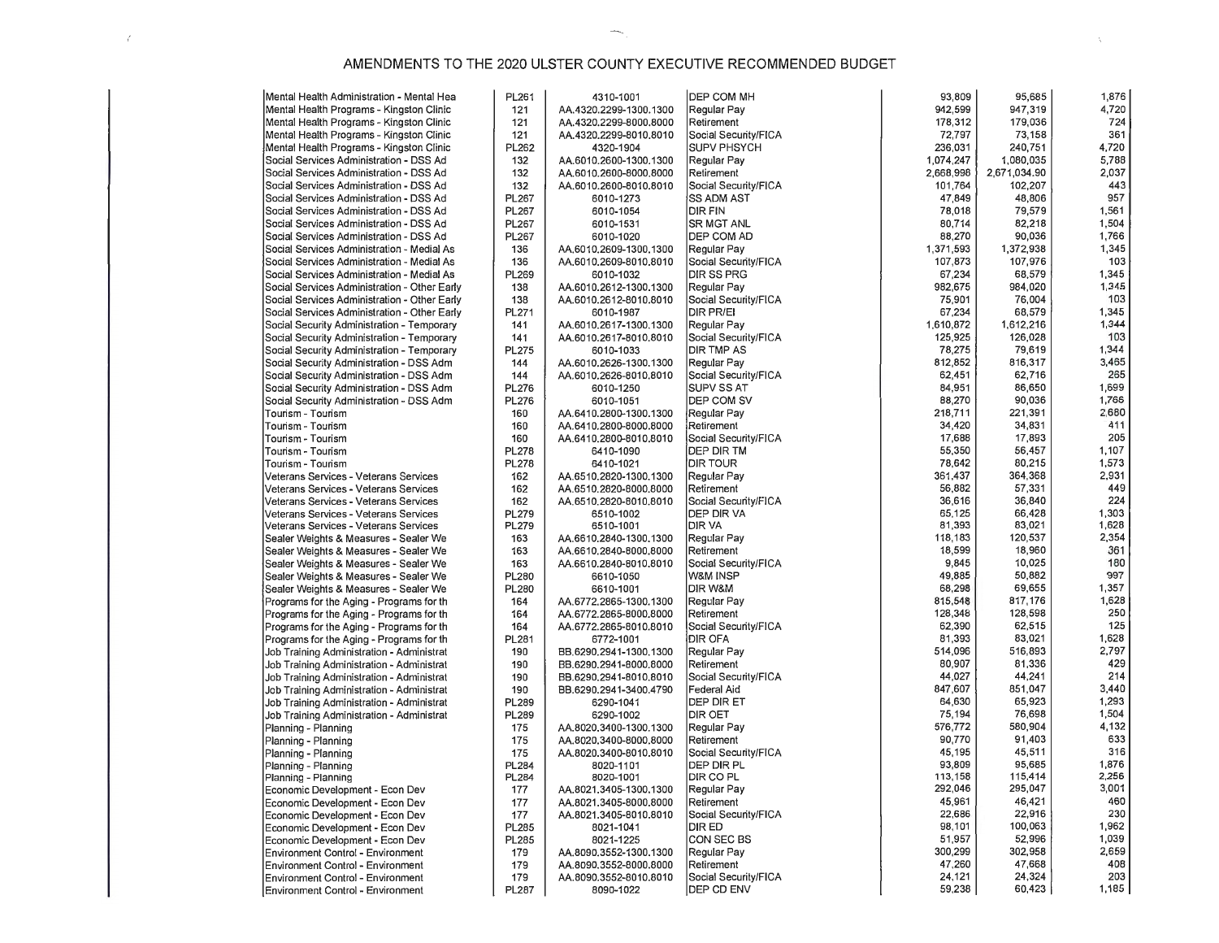# AMENDMENTS TO THE 2020 ULSTER COUNTY EXECUTIVE RECOMMENDED BUDGET

| | | | | | | |
|---|---|---|---|---|---|---|
| Mental Health Administration - Mental Hea | PL261 | 4310-1001 | DEP COM MH | 93,809 | 95,685 | 1,876 |
| Mental Health Programs - Kingston Clinic | 121 | AA.4320.2299-1300.1300 | Regular Pay | 942,599 | 947,319 | 4,720 |
| Mental Health Programs - Kingston Clinic | 121 | AA.4320.2299-8000.8000 | Retirement | 178,312 | 179,036 | 724 |
| Mental Health Programs - Kingston Clinic | 121 | AA.4320.2299-8010.8010 | Social Security/FICA | 72,797 | 73,158 | 361 |
| Mental Health Programs - Kingston Clinic | PL262 | 4320-1904 | SUPV PHSYCH | 236,031 | 240,751 | 4,720 |
| Social Services Administration - DSS Ad | 132 | AA.6010.2600-1300.1300 | Regular Pay | 1,074,247 | 1,080,035 | 5,788 |
| Social Services Administration - DSS Ad | 132 | AA.6010.2600-8000.8000 | Retirement | 2,668,998 | 2,671,034.90 | 2,037 |
| Social Services Administration - DSS Ad | 132 | AA.6010.2600-8010.8010 | Social Security/FICA | 101,764 | 102,207 | 443 |
| Social Services Administration - DSS Ad | PL267 | 6010-1273 | SS ADM AST | 47,849 | 48,806 | 957 |
| Social Services Administration - DSS Ad | PL267 | 6010-1054 | DIR FIN | 78,018 | 79,579 | 1,561 |
| Social Services Administration - DSS Ad | PL267 | 6010-1531 | SR MGT ANL | 80,714 | 82,218 | 1,504 |
| Social Services Administration - DSS Ad | PL267 | 6010-1020 | DEP COM AD | 88,270 | 90,036 | 1,766 |
| Social Services Administration - Medial As | 136 | AA.6010.2609-1300.1300 | Regular Pay | 1,371,593 | 1,372,938 | 1,345 |
| Social Services Administration - Medial As | 136 | AA.6010.2609-8010.8010 | Social Security/FICA | 107,873 | 107,976 | 103 |
| Social Services Administration - Medial As | PL269 | 6010-1032 | DIR SS PRG | 67,234 | 68,579 | 1,345 |
| Social Services Administration - Other Early | 138 | AA.6010.2612-1300.1300 | Regular Pay | 982,675 | 984,020 | 1,345 |
| Social Services Administration - Other Early | 138 | AA.6010.2612-8010.8010 | Social Security/FICA | 75,901 | 76,004 | 103 |
| Social Services Administration - Other Early | PL271 | 6010-1987 | DIR PR/EI | 67,234 | 68,579 | 1,345 |
| Social Security Administration - Temporary | 141 | AA.6010.2617-1300.1300 | Regular Pay | 1,610,872 | 1,612,216 | 1,344 |
| Social Security Administration - Temporary | 141 | AA.6010.2617-8010.8010 | Social Security/FICA | 125,925 | 126,028 | 103 |
| Social Security Administration - Temporary | PL275 | 6010-1033 | DIR TMP AS | 78,275 | 79,619 | 1,344 |
| Social Security Administration - DSS Adm | 144 | AA.6010.2626-1300.1300 | Regular Pay | 812,852 | 816,317 | 3,465 |
| Social Security Administration - DSS Adm | 144 | AA.6010.2626-8010.8010 | Social Security/FICA | 62,451 | 62,716 | 265 |
| Social Security Administration - DSS Adm | PL276 | 6010-1250 | SUPV SS AT | 84,951 | 86,650 | 1,699 |
| Social Security Administration - DSS Adm | PL276 | 6010-1051 | DEP COM SV | 88,270 | 90,036 | 1,766 |
| Tourism - Tourism | 160 | AA.6410.2800-1300.1300 | Regular Pay | 218,711 | 221,391 | 2,680 |
| Tourism - Tourism | 160 | AA.6410.2800-8000.8000 | Retirement | 34,420 | 34,831 | 411 |
| Tourism - Tourism | 160 | AA.6410.2800-8010.8010 | Social Security/FICA | 17,688 | 17,893 | 205 |
| Tourism - Tourism | PL278 | 6410-1090 | DEP DIR TM | 55,350 | 56,457 | 1,107 |
| Tourism - Tourism | PL278 | 6410-1021 | DIR TOUR | 78,642 | 80,215 | 1,573 |
| Veterans Services - Veterans Services | 162 | AA.6510.2820-1300.1300 | Regular Pay | 361,437 | 364,368 | 2,931 |
| Veterans Services - Veterans Services | 162 | AA.6510.2820-8000.8000 | Retirement | 56,882 | 57,331 | 449 |
| Veterans Services - Veterans Services | 162 | AA.6510.2820-8010.8010 | Social Security/FICA | 36,616 | 36,840 | 224 |
| Veterans Services - Veterans Services | PL279 | 6510-1002 | DEP DIR VA | 65,125 | 66,428 | 1,303 |
| Veterans Services - Veterans Services | PL279 | 6510-1001 | DIR VA | 81,393 | 83,021 | 1,628 |
| Sealer Weights & Measures - Sealer We | 163 | AA.6610.2840-1300.1300 | Regular Pay | 118,183 | 120,537 | 2,354 |
| Sealer Weights & Measures - Sealer We | 163 | AA.6610.2840-8000.8000 | Retirement | 18,599 | 18,960 | 361 |
| Sealer Weights & Measures - Sealer We | 163 | AA.6610.2840-8010.8010 | Social Security/FICA | 9,845 | 10,025 | 180 |
| Sealer Weights & Measures - Sealer We | PL280 | 6610-1050 | W&M INSP | 49,885 | 50,882 | 997 |
| Sealer Weights & Measures - Sealer We | PL280 | 6610-1001 | DIR W&M | 68,298 | 69,655 | 1,357 |
| Programs for the Aging - Programs for th | 164 | AA.6772.2865-1300.1300 | Regular Pay | 815,548 | 817,176 | 1,628 |
| Programs for the Aging - Programs for th | 164 | AA.6772.2865-8000.8000 | Retirement | 128,348 | 128,598 | 250 |
| Programs for the Aging - Programs for th | 164 | AA.6772.2865-8010.8010 | Social Security/FICA | 62,390 | 62,515 | 125 |
| Programs for the Aging - Programs for th | PL281 | 6772-1001 | DIR OFA | 81,393 | 83,021 | 1,628 |
| Job Training Administration - Administrat | 190 | BB.6290.2941-1300.1300 | Regular Pay | 514,096 | 516,893 | 2,797 |
| Job Training Administration - Administrat | 190 | BB.6290.2941-8000.8000 | Retirement | 80,907 | 81,336 | 429 |
| Job Training Administration - Administrat | 190 | BB.6290.2941-8010.8010 | Social Security/FICA | 44,027 | 44,241 | 214 |
| Job Training Administration - Administrat | 190 | BB.6290.2941-3400.4790 | Federal Aid | 847,607 | 851,047 | 3,440 |
| Job Training Administration - Administrat | PL289 | 6290-1041 | DEP DIR ET | 64,630 | 65,923 | 1,293 |
| Job Training Administration - Administrat | PL289 | 6290-1002 | DIR OET | 75,194 | 76,698 | 1,504 |
| Planning - Planning | 175 | AA.8020.3400-1300.1300 | Regular Pay | 576,772 | 580,904 | 4,132 |
| Planning - Planning | 175 | AA.8020.3400-8000.8000 | Retirement | 90,770 | 91,403 | 633 |
| Planning - Planning | 175 | AA.8020.3400-8010.8010 | Social Security/FICA | 45,195 | 45,511 | 316 |
| Planning - Planning | PL284 | 8020-1101 | DEP DIR PL | 93,809 | 95,685 | 1,876 |
| Planning - Planning | PL284 | 8020-1001 | DIR CO PL | 113,158 | 115,414 | 2,256 |
| Economic Development - Econ Dev | 177 | AA.8021.3405-1300.1300 | Regular Pay | 292,046 | 295,047 | 3,001 |
| Economic Development - Econ Dev | 177 | AA.8021.3405-8000.8000 | Retirement | 45,961 | 46,421 | 460 |
| Economic Development - Econ Dev | 177 | AA.8021.3405-8010.8010 | Social Security/FICA | 22,686 | 22,916 | 230 |
| Economic Development - Econ Dev | PL285 | 8021-1041 | DIR ED | 98,101 | 100,063 | 1,962 |
| Economic Development - Econ Dev | PL285 | 8021-1225 | CON SEC BS | 51,957 | 52,996 | 1,039 |
| Environment Control - Environment | 179 | AA.8090.3552-1300.1300 | Regular Pay | 300,299 | 302,958 | 2,659 |
| Environment Control - Environment | 179 | AA.8090.3552-8000.8000 | Retirement | 47,260 | 47,668 | 408 |
| Environment Control - Environment | 179 | AA.8090.3552-8010.8010 | Social Security/FICA | 24,121 | 24,324 | 203 |
| Environment Control - Environment | PL287 | 8090-1022 | DEP CD ENV | 59,238 | 60,423 | 1,185 |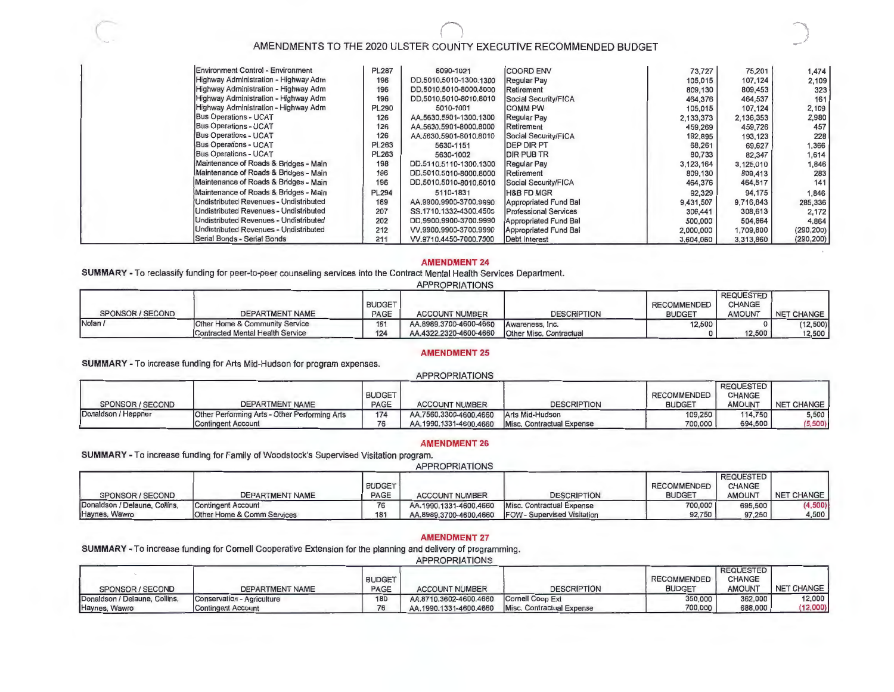# AMENDMENTS TO THE 2020 ULSTER COUNTY EXECUTIVE RECOMMENDED BUDGET

| | | | | | | | |
|---|---|---|---|---|---|---|---|
| | Environment Control - Environment | PL287 | 8090-1021 | COORD ENV | 73,727 | 75,201 | 1,474 |
| | Highway Administration - Highway Adm | 196 | DD.5010.5010-1300.1300 | Regular Pay | 105,015 | 107,124 | 2,109 |
| | Highway Administration - Highway Adm | 196 | DD.5010.5010-8000.8000 | Retirement | 809,130 | 809,453 | 323 |
| | Highway Administration - Highway Adm | 196 | DD.5010.5010-8010.8010 | Social Security/FICA | 464,376 | 464,537 | 161 |
| | Highway Administration - Highway Adm | PL290 | 5010-1001 | COMM PW | 105,015 | 107,124 | 2,109 |
| | Bus Operations - UCAT | 126 | AA.5630.5901-1300.1300 | Regular Pay | 2,133,373 | 2,136,353 | 2,980 |
| | Bus Operations - UCAT | 126 | AA.5630.5901-8000.8000 | Retirement | 459,269 | 459,726 | 457 |
| | Bus Operations - UCAT | 126 | AA.5630.5901-8010.8010 | Social Security/FICA | 192,895 | 193,123 | 228 |
| | Bus Operations - UCAT | PL263 | 5630-1151 | DEP DIR PT | 68,261 | 69,627 | 1,366 |
| | Bus Operations - UCAT | PL263 | 5630-1002 | DIR PUB TR | 80,733 | 82,347 | 1,614 |
| | Maintenance of Roads & Bridges - Main | 198 | DD.5110.5110-1300.1300 | Regular Pay | 3,123,164 | 3,125,010 | 1,846 |
| | Maintenance of Roads & Bridges - Main | 196 | DD.5010.5010-8000.8000 | Retirement | 809,130 | 809,413 | 283 |
| | Maintenance of Roads & Bridges - Main | 196 | DD.5010.5010-8010.8010 | Social Security/FICA | 464,376 | 464,517 | 141 |
| | Maintenance of Roads & Bridges - Main | PL294 | 5110-1831 | H&B FD MGR | 92,329 | 94,175 | 1,846 |
| | Undistributed Revenues - Undistributed | 189 | AA.9900.9900-3700.9990 | Appropriated Fund Bal | 9,431,507 | 9,716,843 | 285,336 |
| | Undistributed Revenues - Undistributed | 207 | SS.1710.1332-4300.4505 | Professional Services | 306,441 | 308,613 | 2,172 |
| | Undistributed Revenues - Undistributed | 202 | DD.9900.9900-3700.9990 | Appropriated Fund Bal | 500,000 | 504,864 | 4,864 |
| | Undistributed Revenues - Undistributed | 212 | VV.9900.9900-3700.9990 | Appropriated Fund Bal | 2,000,000 | 1,709,800 | (290,200) |
| | Serial Bonds - Serial Bonds | 211 | VV.9710.4450-7000.7000 | Debt Interest | 3,604,060 | 3,313,860 | (290,200) |

## AMENDMENT 24

**SUMMARY** - To reclassify funding for peer-to-peer counseling services into the Contract Mental Health Services Department.

APPROPRIATIONS

| SPONSOR / SECOND | DEPARTMENT NAME | BUDGET PAGE | ACCOUNT NUMBER | DESCRIPTION | RECOMMENDED BUDGET | REQUESTED CHANGE AMOUNT | NET CHANGE |
|---|---|---|---|---|---|---|---|
| Nolan / | Other Home & Community Service | 181 | AA.8989.3700-4600-4660 | Awareness, Inc. | 12,500 | 0 | (12,500) |
| | Contracted Mental Health Service | 124 | AA.4322.2320-4600-4660 | Other Misc. Contractual | 0 | 12,500 | 12,500 |

## AMENDMENT 25

**SUMMARY** - To increase funding for Arts Mid-Hudson for program expenses.

APPROPRIATIONS

| SPONSOR / SECOND | DEPARTMENT NAME | BUDGET PAGE | ACCOUNT NUMBER | DESCRIPTION | RECOMMENDED BUDGET | REQUESTED CHANGE AMOUNT | NET CHANGE |
|---|---|---|---|---|---|---|---|
| Donaldson / Heppner | Other Performing Arts - Other Performing Arts | 174 | AA.7560.3300-4600.4660 | Arts Mid-Hudson | 109,250 | 114,750 | 5,500 |
| | Contingent Account | 76 | AA.1990.1331-4600.4660 | Misc. Contractual Expense | 700,000 | 694,500 | (5,500) |

## AMENDMENT 26

**SUMMARY** - To increase funding for Family of Woodstock's Supervised Visitation program.

APPROPRIATIONS

| SPONSOR / SECOND | DEPARTMENT NAME | BUDGET PAGE | ACCOUNT NUMBER | DESCRIPTION | RECOMMENDED BUDGET | REQUESTED CHANGE AMOUNT | NET CHANGE |
|---|---|---|---|---|---|---|---|
| Donaldson / Delaune, Collins, | Contingent Account | 76 | AA.1990.1331-4600.4660 | Misc. Contractual Expense | 700,000 | 695,500 | (4,500) |
| Haynes, Wawro | Other Home & Comm Services | 181 | AA.8989.3700-4600.4660 | FOW - Supervised Visitation | 92,750 | 97,250 | 4,500 |

## AMENDMENT 27

**SUMMARY** - To increase funding for Cornell Cooperative Extension for the planning and delivery of programming.

APPROPRIATIONS

| SPONSOR / SECOND | DEPARTMENT NAME | BUDGET PAGE | ACCOUNT NUMBER | DESCRIPTION | RECOMMENDED BUDGET | REQUESTED CHANGE AMOUNT | NET CHANGE |
|---|---|---|---|---|---|---|---|
| Donaldson / Delaune, Collins, | Conservation - Agriculture | 180 | AA.8710.3602-4600.4660 | Cornell Coop Ext | 350,000 | 362,000 | 12,000 |
| Haynes, Wawro | Contingent Account | 76 | AA.1990.1331-4600.4660 | Misc. Contractual Expense | 700,000 | 688,000 | (12,000) |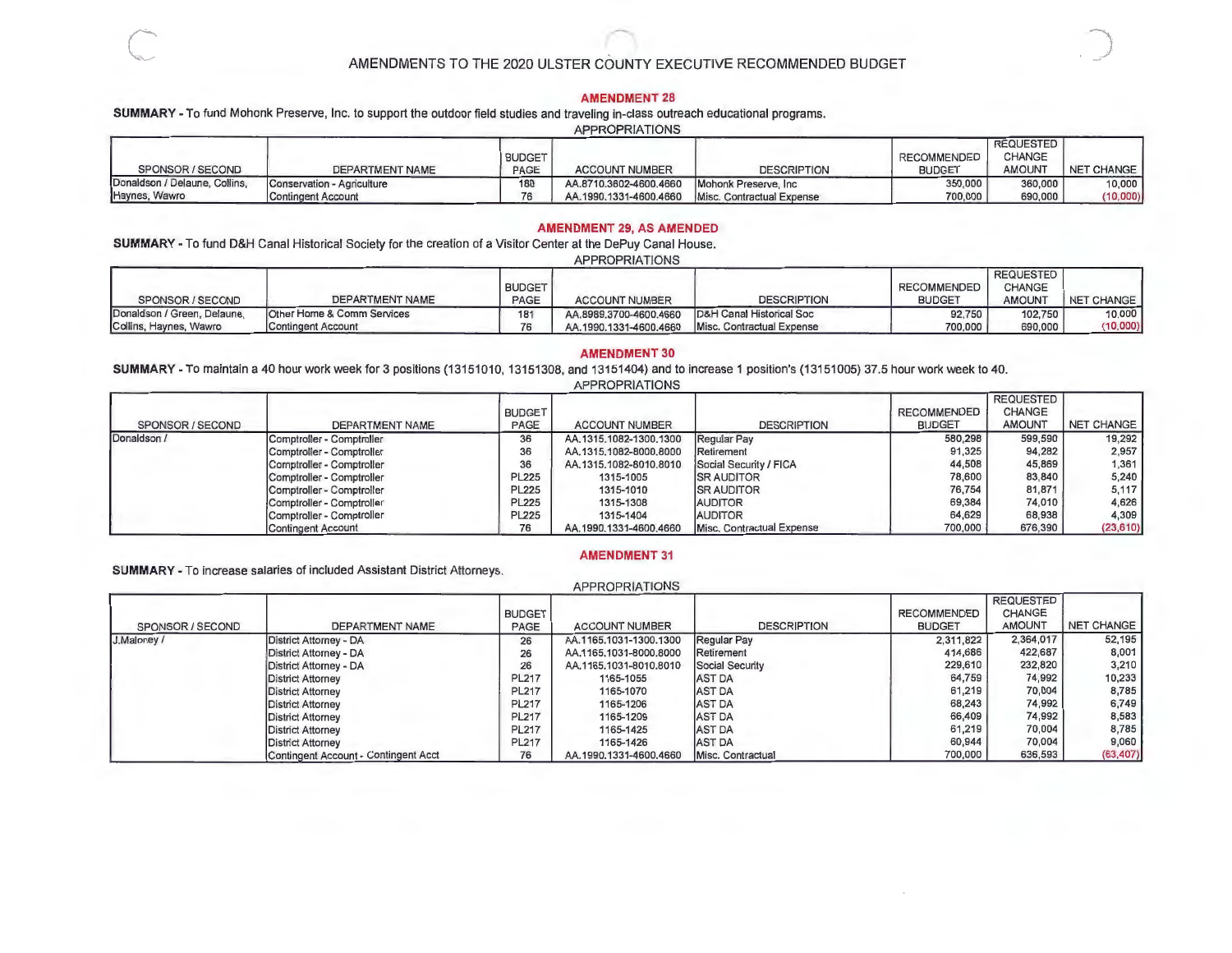# AMENDMENTS TO THE 2020 ULSTER COUNTY EXECUTIVE RECOMMENDED BUDGET

## AMENDMENT 28

**SUMMARY** - To fund Mohonk Preserve, Inc. to support the outdoor field studies and traveling in-class outreach educational programs.

APPROPRIATIONS

| SPONSOR / SECOND | DEPARTMENT NAME | BUDGET PAGE | ACCOUNT NUMBER | DESCRIPTION | RECOMMENDED BUDGET | REQUESTED CHANGE AMOUNT | NET CHANGE |
|---|---|---|---|---|---|---|---|
| Donaldson / Delaune, Collins, Haynes, Wawro | Conservation - Agriculture | 180 | AA.8710.3602-4600.4660 | Mohonk Preserve, Inc | 350,000 | 360,000 | 10,000 |
| | Contingent Account | 76 | AA.1990.1331-4600.4660 | Misc. Contractual Expense | 700,000 | 690,000 | (10,000) |

## AMENDMENT 29, AS AMENDED

**SUMMARY** - To fund D&H Canal Historical Society for the creation of a Visitor Center at the DePuy Canal House.

APPROPRIATIONS

| SPONSOR / SECOND | DEPARTMENT NAME | BUDGET PAGE | ACCOUNT NUMBER | DESCRIPTION | RECOMMENDED BUDGET | REQUESTED CHANGE AMOUNT | NET CHANGE |
|---|---|---|---|---|---|---|---|
| Donaldson / Green, Delaune, Collins, Haynes, Wawro | Other Home & Comm Services | 181 | AA.8989.3700-4600.4660 | D&H Canal Historical Soc | 92,750 | 102,750 | 10,000 |
| | Contingent Account | 76 | AA.1990.1331-4600.4660 | Misc. Contractual Expense | 700,000 | 690,000 | (10,000) |

## AMENDMENT 30

**SUMMARY** - To maintain a 40 hour work week for 3 positions (13151010, 13151308, and 13151404) and to increase 1 position's (13151005) 37.5 hour work week to 40.

APPROPRIATIONS

| SPONSOR / SECOND | DEPARTMENT NAME | BUDGET PAGE | ACCOUNT NUMBER | DESCRIPTION | RECOMMENDED BUDGET | REQUESTED CHANGE AMOUNT | NET CHANGE |
|---|---|---|---|---|---|---|---|
| Donaldson / | Comptroller - Comptroller | 36 | AA.1315.1082-1300.1300 | Regular Pay | 580,298 | 599,590 | 19,292 |
| | Comptroller - Comptroller | 36 | AA.1315.1082-8000.8000 | Retirement | 91,325 | 94,282 | 2,957 |
| | Comptroller - Comptroller | 36 | AA.1315.1082-8010.8010 | Social Security / FICA | 44,508 | 45,869 | 1,361 |
| | Comptroller - Comptroller | PL225 | 1315-1005 | SR AUDITOR | 78,600 | 83,840 | 5,240 |
| | Comptroller - Comptroller | PL225 | 1315-1010 | SR AUDITOR | 76,754 | 81,871 | 5,117 |
| | Comptroller - Comptroller | PL225 | 1315-1308 | AUDITOR | 69,384 | 74,010 | 4,626 |
| | Comptroller - Comptroller | PL225 | 1315-1404 | AUDITOR | 64,629 | 68,938 | 4,309 |
| | Contingent Account | 76 | AA.1990.1331-4600.4660 | Misc. Contractual Expense | 700,000 | 676,390 | (23,610) |

## AMENDMENT 31

**SUMMARY** - To increase salaries of included Assistant District Attorneys.

APPROPRIATIONS

| SPONSOR / SECOND | DEPARTMENT NAME | BUDGET PAGE | ACCOUNT NUMBER | DESCRIPTION | RECOMMENDED BUDGET | REQUESTED CHANGE AMOUNT | NET CHANGE |
|---|---|---|---|---|---|---|---|
| J.Maloney / | District Attorney - DA | 26 | AA.1165.1031-1300.1300 | Regular Pay | 2,311,822 | 2,364,017 | 52,195 |
| | District Attorney - DA | 26 | AA.1165.1031-8000.8000 | Retirement | 414,686 | 422,687 | 8,001 |
| | District Attorney - DA | 26 | AA.1165.1031-8010.8010 | Social Security | 229,610 | 232,820 | 3,210 |
| | District Attorney | PL217 | 1165-1055 | AST DA | 64,759 | 74,992 | 10,233 |
| | District Attorney | PL217 | 1165-1070 | AST DA | 61,219 | 70,004 | 8,785 |
| | District Attorney | PL217 | 1165-1206 | AST DA | 68,243 | 74,992 | 6,749 |
| | District Attorney | PL217 | 1165-1209 | AST DA | 66,409 | 74,992 | 8,583 |
| | District Attorney | PL217 | 1165-1425 | AST DA | 61,219 | 70,004 | 8,785 |
| | District Attorney | PL217 | 1165-1426 | AST DA | 60,944 | 70,004 | 9,060 |
| | Contingent Account - Contingent Acct | 76 | AA.1990.1331-4600.4660 | Misc. Contractual | 700,000 | 636,593 | (63,407) |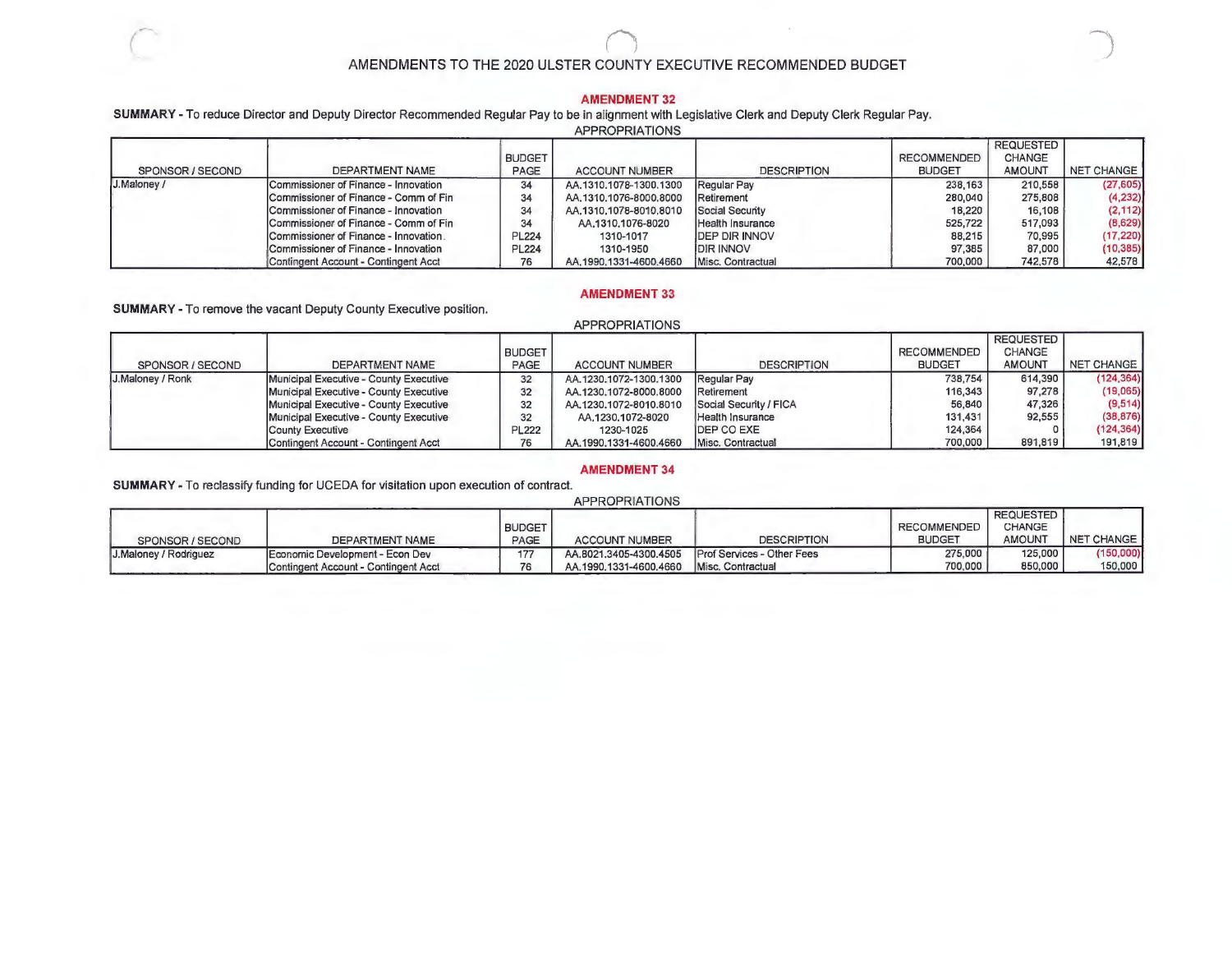# AMENDMENTS TO THE 2020 ULSTER COUNTY EXECUTIVE RECOMMENDED BUDGET

## AMENDMENT 32

**SUMMARY** - To reduce Director and Deputy Director Recommended Regular Pay to be in alignment with Legislative Clerk and Deputy Clerk Regular Pay.

APPROPRIATIONS

| SPONSOR / SECOND | DEPARTMENT NAME | BUDGET PAGE | ACCOUNT NUMBER | DESCRIPTION | RECOMMENDED BUDGET | REQUESTED CHANGE AMOUNT | NET CHANGE |
|---|---|---|---|---|---|---|---|
| J.Maloney / | Commissioner of Finance - Innovation | 34 | AA.1310.1078-1300.1300 | Regular Pay | 238,163 | 210,558 | (27,605) |
| | Commissioner of Finance - Comm of Fin | 34 | AA.1310.1076-8000.8000 | Retirement | 280,040 | 275,808 | (4,232) |
| | Commissioner of Finance - Innovation | 34 | AA.1310.1078-8010.8010 | Social Security | 18,220 | 16,108 | (2,112) |
| | Commissioner of Finance - Comm of Fin | 34 | AA.1310.1076-8020 | Health Insurance | 525,722 | 517,093 | (8,629) |
| | Commissioner of Finance - Innovation. | PL224 | 1310-1017 | DEP DIR INNOV | 88,215 | 70,995 | (17,220) |
| | Commissioner of Finance - Innovation | PL224 | 1310-1950 | DIR INNOV | 97,385 | 87,000 | (10,385) |
| | Contingent Account - Contingent Acct | 76 | AA.1990.1331-4600.4660 | Misc. Contractual | 700,000 | 742,578 | 42,578 |

## AMENDMENT 33

**SUMMARY** - To remove the vacant Deputy County Executive position.

APPROPRIATIONS

| SPONSOR / SECOND | DEPARTMENT NAME | BUDGET PAGE | ACCOUNT NUMBER | DESCRIPTION | RECOMMENDED BUDGET | REQUESTED CHANGE AMOUNT | NET CHANGE |
|---|---|---|---|---|---|---|---|
| J.Maloney / Ronk | Municipal Executive - County Executive | 32 | AA.1230.1072-1300.1300 | Regular Pay | 738,754 | 614,390 | (124,364) |
| | Municipal Executive - County Executive | 32 | AA.1230.1072-8000.8000 | Retirement | 116,343 | 97,278 | (19,065) |
| | Municipal Executive - County Executive | 32 | AA.1230.1072-8010.8010 | Social Security / FICA | 56,840 | 47,326 | (9,514) |
| | Municipal Executive - County Executive | 32 | AA.1230.1072-8020 | Health Insurance | 131,431 | 92,555 | (38,876) |
| | County Executive | PL222 | 1230-1025 | DEP CO EXE | 124,364 | 0 | (124,364) |
| | Contingent Account - Contingent Acct | 76 | AA.1990.1331-4600.4660 | Misc. Contractual | 700,000 | 891,819 | 191,819 |

## AMENDMENT 34

**SUMMARY** - To reclassify funding for UCEDA for visitation upon execution of contract.

APPROPRIATIONS

| SPONSOR / SECOND | DEPARTMENT NAME | BUDGET PAGE | ACCOUNT NUMBER | DESCRIPTION | RECOMMENDED BUDGET | REQUESTED CHANGE AMOUNT | NET CHANGE |
|---|---|---|---|---|---|---|---|
| J.Maloney / Rodriguez | Economic Development - Econ Dev | 177 | AA.8021.3405-4300.4505 | Prof Services - Other Fees | 275,000 | 125,000 | (150,000) |
| | Contingent Account - Contingent Acct | 76 | AA.1990.1331-4600.4660 | Misc. Contractual | 700,000 | 850,000 | 150,000 |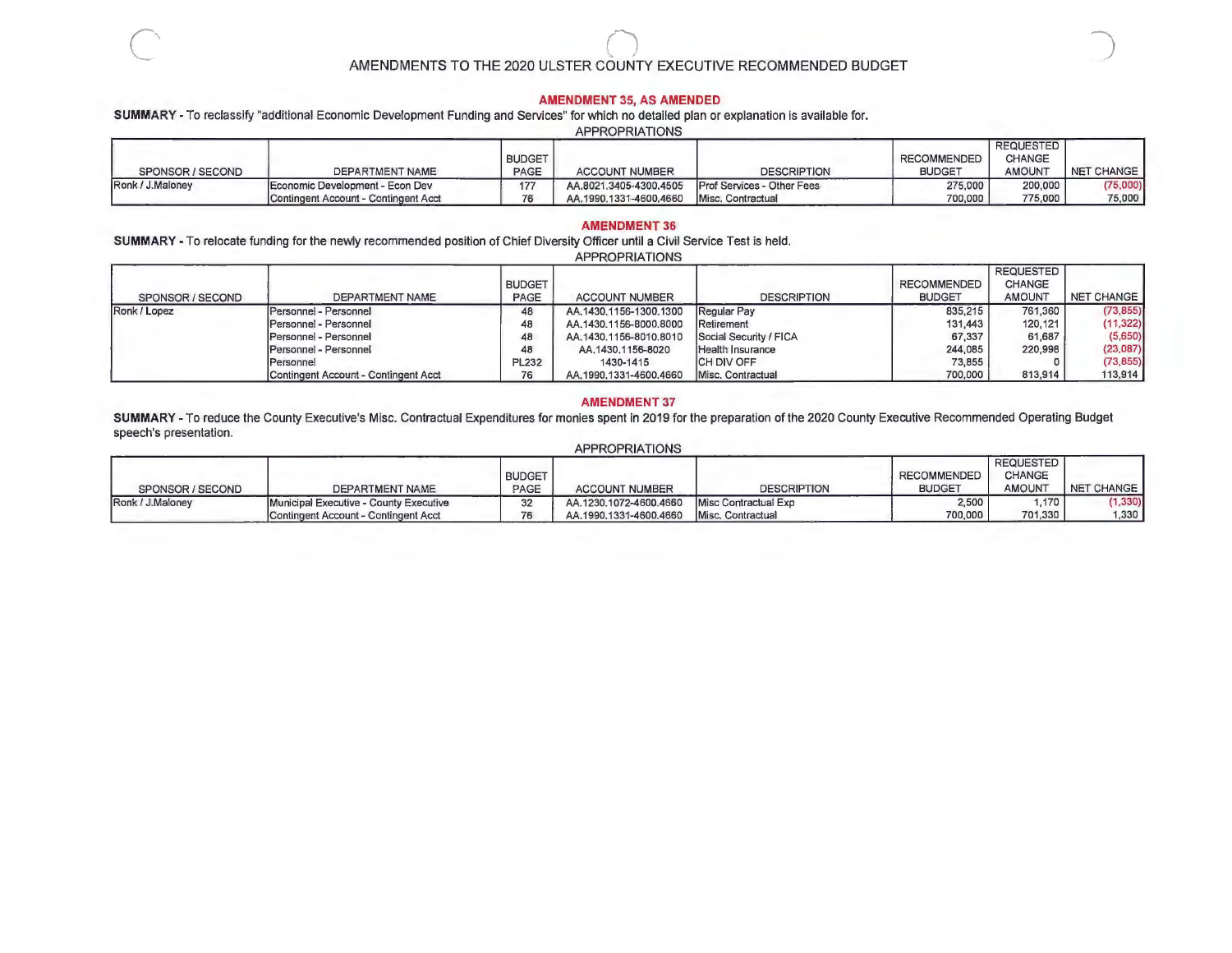# AMENDMENTS TO THE 2020 ULSTER COUNTY EXECUTIVE RECOMMENDED BUDGET

## AMENDMENT 35, AS AMENDED

**SUMMARY** - To reclassify "additional Economic Development Funding and Services" for which no detailed plan or explanation is available for.

APPROPRIATIONS

| SPONSOR / SECOND | DEPARTMENT NAME | BUDGET PAGE | ACCOUNT NUMBER | DESCRIPTION | RECOMMENDED BUDGET | REQUESTED CHANGE AMOUNT | NET CHANGE |
|---|---|---|---|---|---|---|---|
| Ronk / J.Maloney | Economic Development - Econ Dev | 177 | AA.8021.3405-4300.4505 | Prof Services - Other Fees | 275,000 | 200,000 | (75,000) |
| | Contingent Account - Contingent Acct | 76 | AA.1990.1331-4600.4660 | Misc. Contractual | 700,000 | 775,000 | 75,000 |

## AMENDMENT 36

**SUMMARY** - To relocate funding for the newly recommended position of Chief Diversity Officer until a Civil Service Test is held.

APPROPRIATIONS

| SPONSOR / SECOND | DEPARTMENT NAME | BUDGET PAGE | ACCOUNT NUMBER | DESCRIPTION | RECOMMENDED BUDGET | REQUESTED CHANGE AMOUNT | NET CHANGE |
|---|---|---|---|---|---|---|---|
| Ronk / Lopez | Personnel - Personnel | 48 | AA.1430.1156-1300.1300 | Regular Pay | 835,215 | 761,360 | (73,855) |
| | Personnel - Personnel | 48 | AA.1430.1156-8000.8000 | Retirement | 131,443 | 120,121 | (11,322) |
| | Personnel - Personnel | 48 | AA.1430.1156-8010.8010 | Social Security / FICA | 67,337 | 61,687 | (5,650) |
| | Personnel - Personnel | 48 | AA.1430.1156-8020 | Health Insurance | 244,085 | 220,998 | (23,087) |
| | Personnel | PL232 | 1430-1415 | CH DIV OFF | 73,855 | 0 | (73,855) |
| | Contingent Account - Contingent Acct | 76 | AA.1990.1331-4600.4660 | Misc. Contractual | 700,000 | 813,914 | 113,914 |

## AMENDMENT 37

**SUMMARY** - To reduce the County Executive's Misc. Contractual Expenditures for monies spent in 2019 for the preparation of the 2020 County Executive Recommended Operating Budget speech's presentation.

APPROPRIATIONS

| SPONSOR / SECOND | DEPARTMENT NAME | BUDGET PAGE | ACCOUNT NUMBER | DESCRIPTION | RECOMMENDED BUDGET | REQUESTED CHANGE AMOUNT | NET CHANGE |
|---|---|---|---|---|---|---|---|
| Ronk / J.Maloney | Municipal Executive - County Executive | 32 | AA.1230.1072-4600.4660 | Misc Contractual Exp | 2,500 | 1,170 | (1,330) |
| | Contingent Account - Contingent Acct | 76 | AA.1990.1331-4600.4660 | Misc. Contractual | 700,000 | 701,330 | 1,330 |